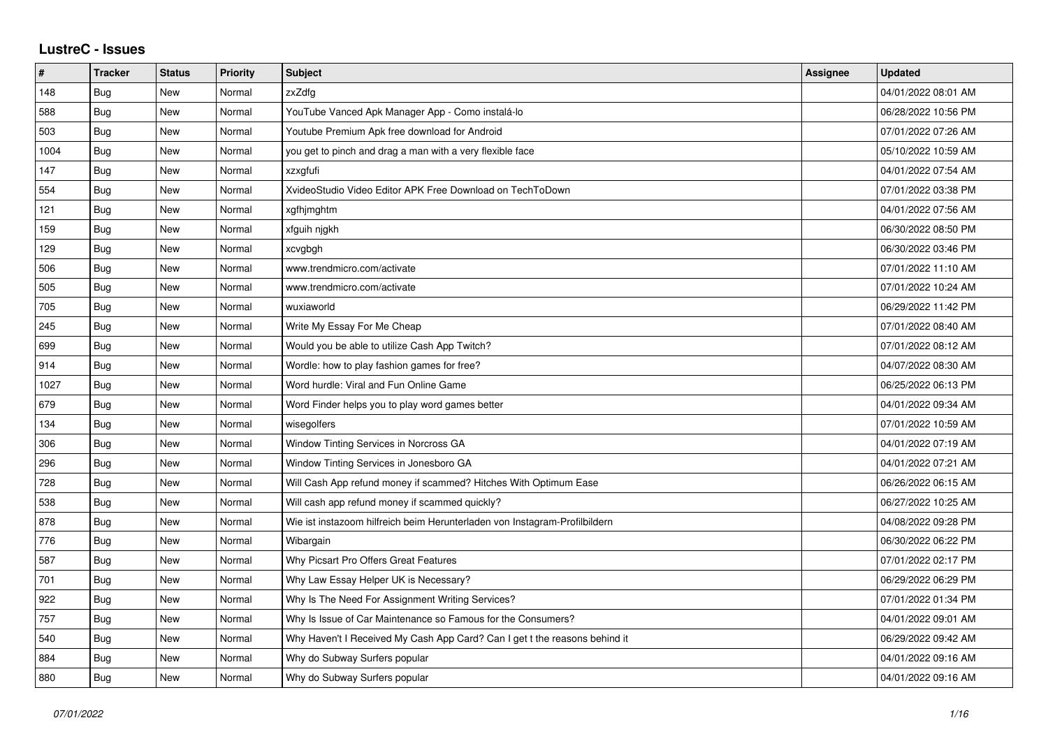# LustreC - Issues

| # | Tracker | Status | Priority | Subject | Assignee | Updated |
|---|---|---|---|---|---|---|
| 148 | Bug | New | Normal | zxZdfg | | 04/01/2022 08:01 AM |
| 588 | Bug | New | Normal | YouTube Vanced Apk Manager App - Como instalá-lo | | 06/28/2022 10:56 PM |
| 503 | Bug | New | Normal | Youtube Premium Apk free download for Android | | 07/01/2022 07:26 AM |
| 1004 | Bug | New | Normal | you get to pinch and drag a man with a very flexible face | | 05/10/2022 10:59 AM |
| 147 | Bug | New | Normal | xzxgfufi | | 04/01/2022 07:54 AM |
| 554 | Bug | New | Normal | XvideoStudio Video Editor APK Free Download on TechToDown | | 07/01/2022 03:38 PM |
| 121 | Bug | New | Normal | xgfhjmghtm | | 04/01/2022 07:56 AM |
| 159 | Bug | New | Normal | xfguih njgkh | | 06/30/2022 08:50 PM |
| 129 | Bug | New | Normal | xcvgbgh | | 06/30/2022 03:46 PM |
| 506 | Bug | New | Normal | www.trendmicro.com/activate | | 07/01/2022 11:10 AM |
| 505 | Bug | New | Normal | www.trendmicro.com/activate | | 07/01/2022 10:24 AM |
| 705 | Bug | New | Normal | wuxiaworld | | 06/29/2022 11:42 PM |
| 245 | Bug | New | Normal | Write My Essay For Me Cheap | | 07/01/2022 08:40 AM |
| 699 | Bug | New | Normal | Would you be able to utilize Cash App Twitch? | | 07/01/2022 08:12 AM |
| 914 | Bug | New | Normal | Wordle: how to play fashion games for free? | | 04/07/2022 08:30 AM |
| 1027 | Bug | New | Normal | Word hurdle: Viral and Fun Online Game | | 06/25/2022 06:13 PM |
| 679 | Bug | New | Normal | Word Finder helps you to play word games better | | 04/01/2022 09:34 AM |
| 134 | Bug | New | Normal | wisegolfers | | 07/01/2022 10:59 AM |
| 306 | Bug | New | Normal | Window Tinting Services in Norcross GA | | 04/01/2022 07:19 AM |
| 296 | Bug | New | Normal | Window Tinting Services in Jonesboro GA | | 04/01/2022 07:21 AM |
| 728 | Bug | New | Normal | Will Cash App refund money if scammed? Hitches With Optimum Ease | | 06/26/2022 06:15 AM |
| 538 | Bug | New | Normal | Will cash app refund money if scammed quickly? | | 06/27/2022 10:25 AM |
| 878 | Bug | New | Normal | Wie ist instazoom hilfreich beim Herunterladen von Instagram-Profilbildern | | 04/08/2022 09:28 PM |
| 776 | Bug | New | Normal | Wibargain | | 06/30/2022 06:22 PM |
| 587 | Bug | New | Normal | Why Picsart Pro Offers Great Features | | 07/01/2022 02:17 PM |
| 701 | Bug | New | Normal | Why Law Essay Helper UK is Necessary? | | 06/29/2022 06:29 PM |
| 922 | Bug | New | Normal | Why Is The Need For Assignment Writing Services? | | 07/01/2022 01:34 PM |
| 757 | Bug | New | Normal | Why Is Issue of Car Maintenance so Famous for the Consumers? | | 04/01/2022 09:01 AM |
| 540 | Bug | New | Normal | Why Haven't I Received My Cash App Card? Can I get t the reasons behind it | | 06/29/2022 09:42 AM |
| 884 | Bug | New | Normal | Why do Subway Surfers popular | | 04/01/2022 09:16 AM |
| 880 | Bug | New | Normal | Why do Subway Surfers popular | | 04/01/2022 09:16 AM |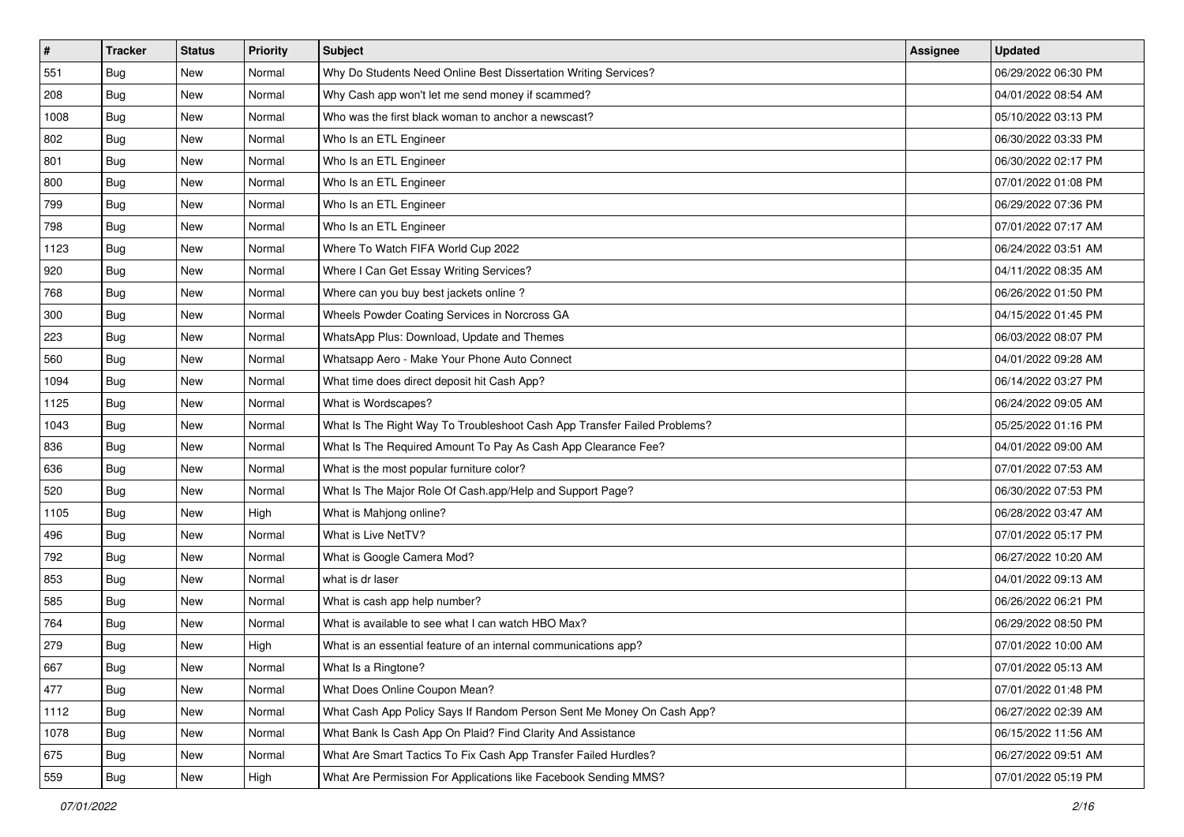| # | Tracker | Status | Priority | Subject | Assignee | Updated |
|---|---|---|---|---|---|---|
| 551 | Bug | New | Normal | Why Do Students Need Online Best Dissertation Writing Services? | | 06/29/2022 06:30 PM |
| 208 | Bug | New | Normal | Why Cash app won't let me send money if scammed? | | 04/01/2022 08:54 AM |
| 1008 | Bug | New | Normal | Who was the first black woman to anchor a newscast? | | 05/10/2022 03:13 PM |
| 802 | Bug | New | Normal | Who Is an ETL Engineer | | 06/30/2022 03:33 PM |
| 801 | Bug | New | Normal | Who Is an ETL Engineer | | 06/30/2022 02:17 PM |
| 800 | Bug | New | Normal | Who Is an ETL Engineer | | 07/01/2022 01:08 PM |
| 799 | Bug | New | Normal | Who Is an ETL Engineer | | 06/29/2022 07:36 PM |
| 798 | Bug | New | Normal | Who Is an ETL Engineer | | 07/01/2022 07:17 AM |
| 1123 | Bug | New | Normal | Where To Watch FIFA World Cup 2022 | | 06/24/2022 03:51 AM |
| 920 | Bug | New | Normal | Where I Can Get Essay Writing Services? | | 04/11/2022 08:35 AM |
| 768 | Bug | New | Normal | Where can you buy best jackets online ? | | 06/26/2022 01:50 PM |
| 300 | Bug | New | Normal | Wheels Powder Coating Services in Norcross GA | | 04/15/2022 01:45 PM |
| 223 | Bug | New | Normal | WhatsApp Plus: Download, Update and Themes | | 06/03/2022 08:07 PM |
| 560 | Bug | New | Normal | Whatsapp Aero - Make Your Phone Auto Connect | | 04/01/2022 09:28 AM |
| 1094 | Bug | New | Normal | What time does direct deposit hit Cash App? | | 06/14/2022 03:27 PM |
| 1125 | Bug | New | Normal | What is Wordscapes? | | 06/24/2022 09:05 AM |
| 1043 | Bug | New | Normal | What Is The Right Way To Troubleshoot Cash App Transfer Failed Problems? | | 05/25/2022 01:16 PM |
| 836 | Bug | New | Normal | What Is The Required Amount To Pay As Cash App Clearance Fee? | | 04/01/2022 09:00 AM |
| 636 | Bug | New | Normal | What is the most popular furniture color? | | 07/01/2022 07:53 AM |
| 520 | Bug | New | Normal | What Is The Major Role Of Cash.app/Help and Support Page? | | 06/30/2022 07:53 PM |
| 1105 | Bug | New | High | What is Mahjong online? | | 06/28/2022 03:47 AM |
| 496 | Bug | New | Normal | What is Live NetTV? | | 07/01/2022 05:17 PM |
| 792 | Bug | New | Normal | What is Google Camera Mod? | | 06/27/2022 10:20 AM |
| 853 | Bug | New | Normal | what is dr laser | | 04/01/2022 09:13 AM |
| 585 | Bug | New | Normal | What is cash app help number? | | 06/26/2022 06:21 PM |
| 764 | Bug | New | Normal | What is available to see what I can watch HBO Max? | | 06/29/2022 08:50 PM |
| 279 | Bug | New | High | What is an essential feature of an internal communications app? | | 07/01/2022 10:00 AM |
| 667 | Bug | New | Normal | What Is a Ringtone? | | 07/01/2022 05:13 AM |
| 477 | Bug | New | Normal | What Does Online Coupon Mean? | | 07/01/2022 01:48 PM |
| 1112 | Bug | New | Normal | What Cash App Policy Says If Random Person Sent Me Money On Cash App? | | 06/27/2022 02:39 AM |
| 1078 | Bug | New | Normal | What Bank Is Cash App On Plaid? Find Clarity And Assistance | | 06/15/2022 11:56 AM |
| 675 | Bug | New | Normal | What Are Smart Tactics To Fix Cash App Transfer Failed Hurdles? | | 06/27/2022 09:51 AM |
| 559 | Bug | New | High | What Are Permission For Applications like Facebook Sending MMS? | | 07/01/2022 05:19 PM |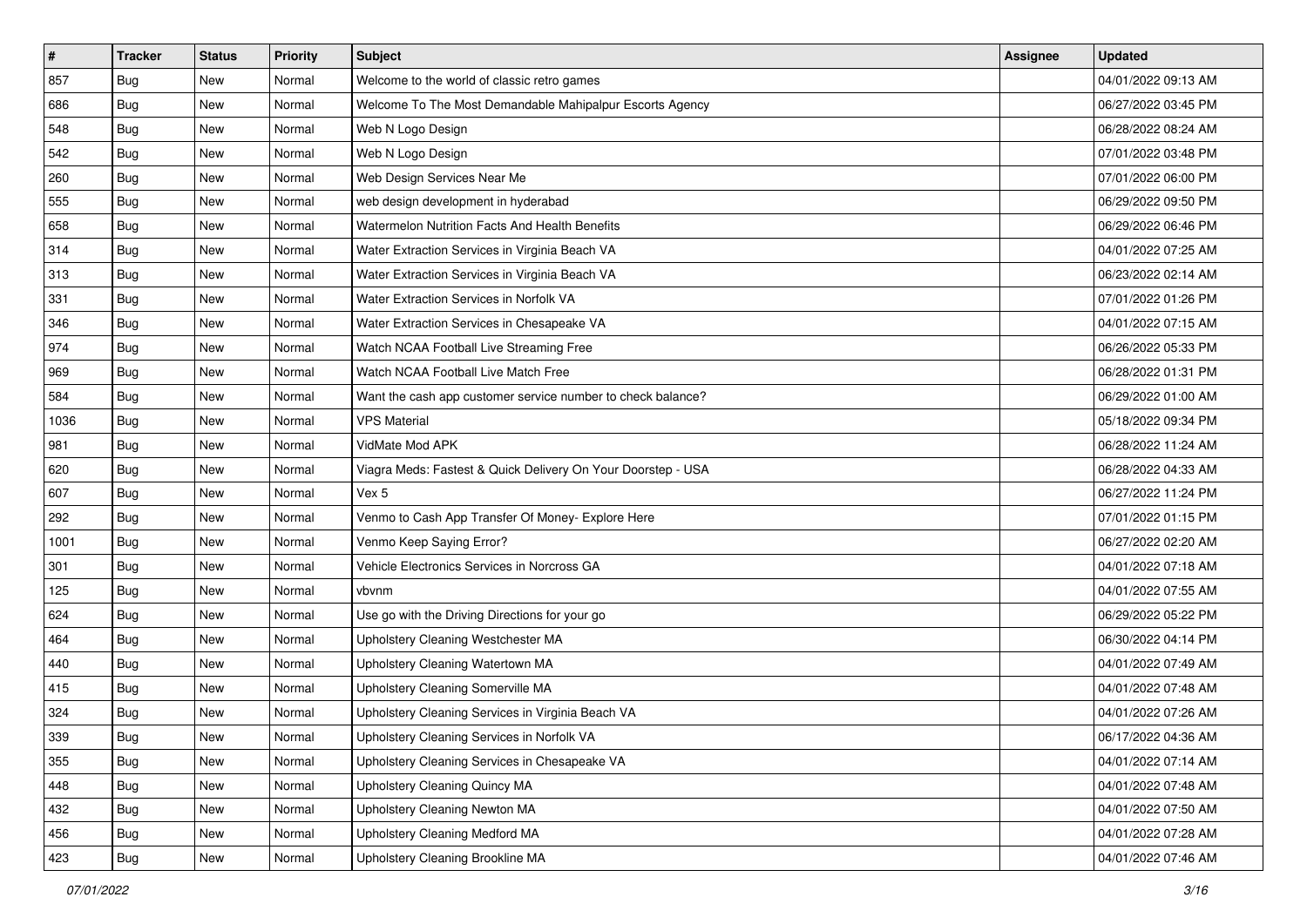| # | Tracker | Status | Priority | Subject | Assignee | Updated |
|---|---|---|---|---|---|---|
| 857 | Bug | New | Normal | Welcome to the world of classic retro games | | 04/01/2022 09:13 AM |
| 686 | Bug | New | Normal | Welcome To The Most Demandable Mahipalpur Escorts Agency | | 06/27/2022 03:45 PM |
| 548 | Bug | New | Normal | Web N Logo Design | | 06/28/2022 08:24 AM |
| 542 | Bug | New | Normal | Web N Logo Design | | 07/01/2022 03:48 PM |
| 260 | Bug | New | Normal | Web Design Services Near Me | | 07/01/2022 06:00 PM |
| 555 | Bug | New | Normal | web design development in hyderabad | | 06/29/2022 09:50 PM |
| 658 | Bug | New | Normal | Watermelon Nutrition Facts And Health Benefits | | 06/29/2022 06:46 PM |
| 314 | Bug | New | Normal | Water Extraction Services in Virginia Beach VA | | 04/01/2022 07:25 AM |
| 313 | Bug | New | Normal | Water Extraction Services in Virginia Beach VA | | 06/23/2022 02:14 AM |
| 331 | Bug | New | Normal | Water Extraction Services in Norfolk VA | | 07/01/2022 01:26 PM |
| 346 | Bug | New | Normal | Water Extraction Services in Chesapeake VA | | 04/01/2022 07:15 AM |
| 974 | Bug | New | Normal | Watch NCAA Football Live Streaming Free | | 06/26/2022 05:33 PM |
| 969 | Bug | New | Normal | Watch NCAA Football Live Match Free | | 06/28/2022 01:31 PM |
| 584 | Bug | New | Normal | Want the cash app customer service number to check balance? | | 06/29/2022 01:00 AM |
| 1036 | Bug | New | Normal | VPS Material | | 05/18/2022 09:34 PM |
| 981 | Bug | New | Normal | VidMate Mod APK | | 06/28/2022 11:24 AM |
| 620 | Bug | New | Normal | Viagra Meds: Fastest & Quick Delivery On Your Doorstep - USA | | 06/28/2022 04:33 AM |
| 607 | Bug | New | Normal | Vex 5 | | 06/27/2022 11:24 PM |
| 292 | Bug | New | Normal | Venmo to Cash App Transfer Of Money- Explore Here | | 07/01/2022 01:15 PM |
| 1001 | Bug | New | Normal | Venmo Keep Saying Error? | | 06/27/2022 02:20 AM |
| 301 | Bug | New | Normal | Vehicle Electronics Services in Norcross GA | | 04/01/2022 07:18 AM |
| 125 | Bug | New | Normal | vbvnm | | 04/01/2022 07:55 AM |
| 624 | Bug | New | Normal | Use go with the Driving Directions for your go | | 06/29/2022 05:22 PM |
| 464 | Bug | New | Normal | Upholstery Cleaning Westchester MA | | 06/30/2022 04:14 PM |
| 440 | Bug | New | Normal | Upholstery Cleaning Watertown MA | | 04/01/2022 07:49 AM |
| 415 | Bug | New | Normal | Upholstery Cleaning Somerville MA | | 04/01/2022 07:48 AM |
| 324 | Bug | New | Normal | Upholstery Cleaning Services in Virginia Beach VA | | 04/01/2022 07:26 AM |
| 339 | Bug | New | Normal | Upholstery Cleaning Services in Norfolk VA | | 06/17/2022 04:36 AM |
| 355 | Bug | New | Normal | Upholstery Cleaning Services in Chesapeake VA | | 04/01/2022 07:14 AM |
| 448 | Bug | New | Normal | Upholstery Cleaning Quincy MA | | 04/01/2022 07:48 AM |
| 432 | Bug | New | Normal | Upholstery Cleaning Newton MA | | 04/01/2022 07:50 AM |
| 456 | Bug | New | Normal | Upholstery Cleaning Medford MA | | 04/01/2022 07:28 AM |
| 423 | Bug | New | Normal | Upholstery Cleaning Brookline MA | | 04/01/2022 07:46 AM |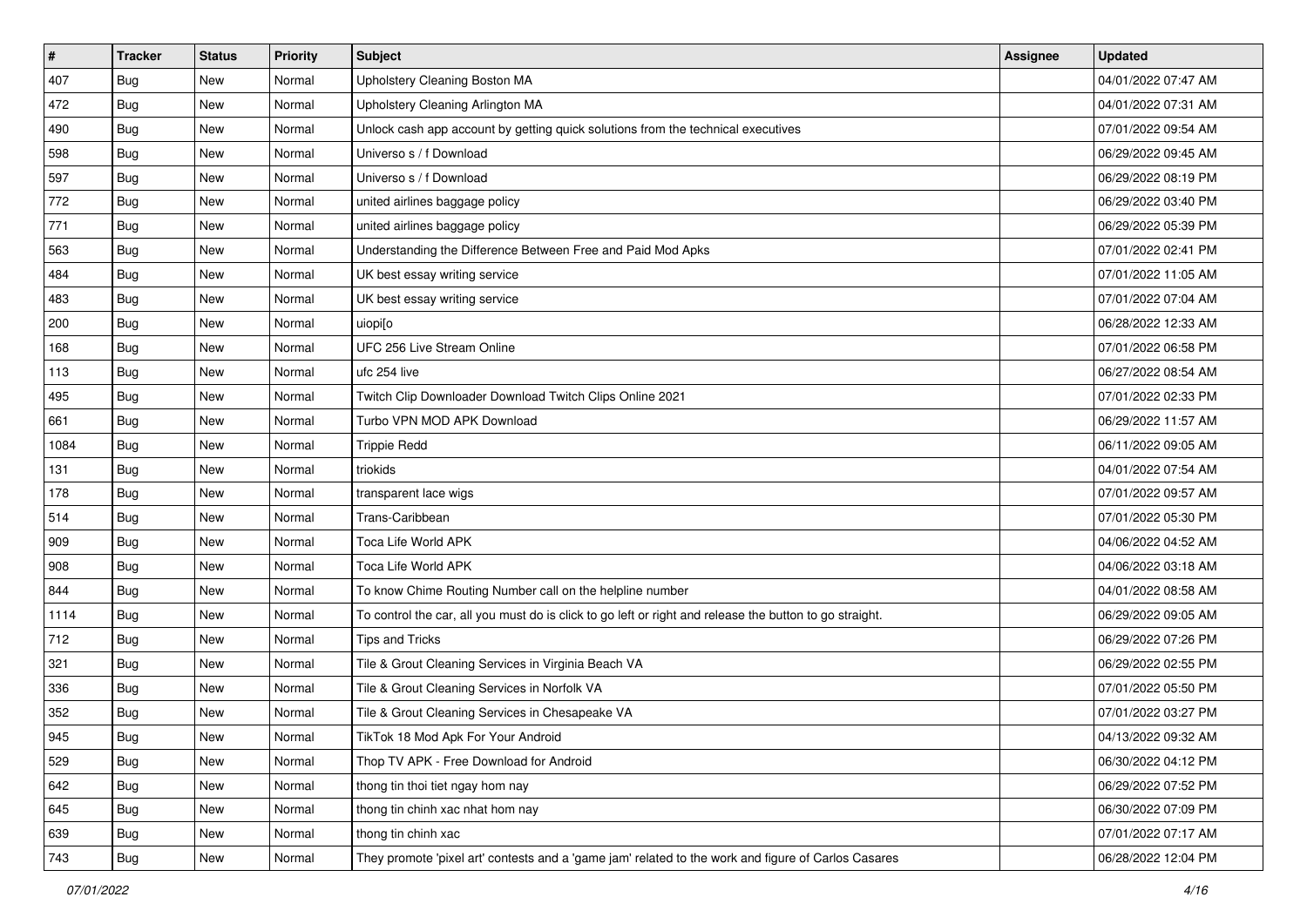| # | Tracker | Status | Priority | Subject | Assignee | Updated |
|---|---|---|---|---|---|---|
| 407 | Bug | New | Normal | Upholstery Cleaning Boston MA | | 04/01/2022 07:47 AM |
| 472 | Bug | New | Normal | Upholstery Cleaning Arlington MA | | 04/01/2022 07:31 AM |
| 490 | Bug | New | Normal | Unlock cash app account by getting quick solutions from the technical executives | | 07/01/2022 09:54 AM |
| 598 | Bug | New | Normal | Universo s / f Download | | 06/29/2022 09:45 AM |
| 597 | Bug | New | Normal | Universo s / f Download | | 06/29/2022 08:19 PM |
| 772 | Bug | New | Normal | united airlines baggage policy | | 06/29/2022 03:40 PM |
| 771 | Bug | New | Normal | united airlines baggage policy | | 06/29/2022 05:39 PM |
| 563 | Bug | New | Normal | Understanding the Difference Between Free and Paid Mod Apks | | 07/01/2022 02:41 PM |
| 484 | Bug | New | Normal | UK best essay writing service | | 07/01/2022 11:05 AM |
| 483 | Bug | New | Normal | UK best essay writing service | | 07/01/2022 07:04 AM |
| 200 | Bug | New | Normal | uiopi[o | | 06/28/2022 12:33 AM |
| 168 | Bug | New | Normal | UFC 256 Live Stream Online | | 07/01/2022 06:58 PM |
| 113 | Bug | New | Normal | ufc 254 live | | 06/27/2022 08:54 AM |
| 495 | Bug | New | Normal | Twitch Clip Downloader Download Twitch Clips Online 2021 | | 07/01/2022 02:33 PM |
| 661 | Bug | New | Normal | Turbo VPN MOD APK Download | | 06/29/2022 11:57 AM |
| 1084 | Bug | New | Normal | Trippie Redd | | 06/11/2022 09:05 AM |
| 131 | Bug | New | Normal | triokids | | 04/01/2022 07:54 AM |
| 178 | Bug | New | Normal | transparent lace wigs | | 07/01/2022 09:57 AM |
| 514 | Bug | New | Normal | Trans-Caribbean | | 07/01/2022 05:30 PM |
| 909 | Bug | New | Normal | Toca Life World APK | | 04/06/2022 04:52 AM |
| 908 | Bug | New | Normal | Toca Life World APK | | 04/06/2022 03:18 AM |
| 844 | Bug | New | Normal | To know Chime Routing Number call on the helpline number | | 04/01/2022 08:58 AM |
| 1114 | Bug | New | Normal | To control the car, all you must do is click to go left or right and release the button to go straight. | | 06/29/2022 09:05 AM |
| 712 | Bug | New | Normal | Tips and Tricks | | 06/29/2022 07:26 PM |
| 321 | Bug | New | Normal | Tile & Grout Cleaning Services in Virginia Beach VA | | 06/29/2022 02:55 PM |
| 336 | Bug | New | Normal | Tile & Grout Cleaning Services in Norfolk VA | | 07/01/2022 05:50 PM |
| 352 | Bug | New | Normal | Tile & Grout Cleaning Services in Chesapeake VA | | 07/01/2022 03:27 PM |
| 945 | Bug | New | Normal | TikTok 18 Mod Apk For Your Android | | 04/13/2022 09:32 AM |
| 529 | Bug | New | Normal | Thop TV APK - Free Download for Android | | 06/30/2022 04:12 PM |
| 642 | Bug | New | Normal | thong tin thoi tiet ngay hom nay | | 06/29/2022 07:52 PM |
| 645 | Bug | New | Normal | thong tin chinh xac nhat hom nay | | 06/30/2022 07:09 PM |
| 639 | Bug | New | Normal | thong tin chinh xac | | 07/01/2022 07:17 AM |
| 743 | Bug | New | Normal | They promote 'pixel art' contests and a 'game jam' related to the work and figure of Carlos Casares | | 06/28/2022 12:04 PM |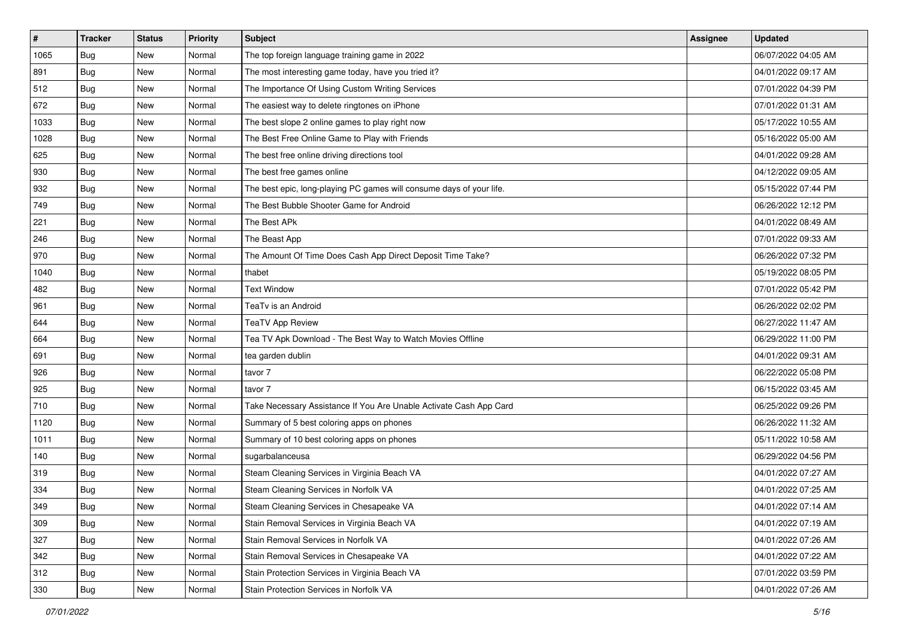| # | Tracker | Status | Priority | Subject | Assignee | Updated |
| --- | --- | --- | --- | --- | --- | --- |
| 1065 | Bug | New | Normal | The top foreign language training game in 2022 | | 06/07/2022 04:05 AM |
| 891 | Bug | New | Normal | The most interesting game today, have you tried it? | | 04/01/2022 09:17 AM |
| 512 | Bug | New | Normal | The Importance Of Using Custom Writing Services | | 07/01/2022 04:39 PM |
| 672 | Bug | New | Normal | The easiest way to delete ringtones on iPhone | | 07/01/2022 01:31 AM |
| 1033 | Bug | New | Normal | The best slope 2 online games to play right now | | 05/17/2022 10:55 AM |
| 1028 | Bug | New | Normal | The Best Free Online Game to Play with Friends | | 05/16/2022 05:00 AM |
| 625 | Bug | New | Normal | The best free online driving directions tool | | 04/01/2022 09:28 AM |
| 930 | Bug | New | Normal | The best free games online | | 04/12/2022 09:05 AM |
| 932 | Bug | New | Normal | The best epic, long-playing PC games will consume days of your life. | | 05/15/2022 07:44 PM |
| 749 | Bug | New | Normal | The Best Bubble Shooter Game for Android | | 06/26/2022 12:12 PM |
| 221 | Bug | New | Normal | The Best APk | | 04/01/2022 08:49 AM |
| 246 | Bug | New | Normal | The Beast App | | 07/01/2022 09:33 AM |
| 970 | Bug | New | Normal | The Amount Of Time Does Cash App Direct Deposit Time Take? | | 06/26/2022 07:32 PM |
| 1040 | Bug | New | Normal | thabet | | 05/19/2022 08:05 PM |
| 482 | Bug | New | Normal | Text Window | | 07/01/2022 05:42 PM |
| 961 | Bug | New | Normal | TeaTv is an Android | | 06/26/2022 02:02 PM |
| 644 | Bug | New | Normal | TeaTV App Review | | 06/27/2022 11:47 AM |
| 664 | Bug | New | Normal | Tea TV Apk Download - The Best Way to Watch Movies Offline | | 06/29/2022 11:00 PM |
| 691 | Bug | New | Normal | tea garden dublin | | 04/01/2022 09:31 AM |
| 926 | Bug | New | Normal | tavor 7 | | 06/22/2022 05:08 PM |
| 925 | Bug | New | Normal | tavor 7 | | 06/15/2022 03:45 AM |
| 710 | Bug | New | Normal | Take Necessary Assistance If You Are Unable Activate Cash App Card | | 06/25/2022 09:26 PM |
| 1120 | Bug | New | Normal | Summary of 5 best coloring apps on phones | | 06/26/2022 11:32 AM |
| 1011 | Bug | New | Normal | Summary of 10 best coloring apps on phones | | 05/11/2022 10:58 AM |
| 140 | Bug | New | Normal | sugarbalanceusa | | 06/29/2022 04:56 PM |
| 319 | Bug | New | Normal | Steam Cleaning Services in Virginia Beach VA | | 04/01/2022 07:27 AM |
| 334 | Bug | New | Normal | Steam Cleaning Services in Norfolk VA | | 04/01/2022 07:25 AM |
| 349 | Bug | New | Normal | Steam Cleaning Services in Chesapeake VA | | 04/01/2022 07:14 AM |
| 309 | Bug | New | Normal | Stain Removal Services in Virginia Beach VA | | 04/01/2022 07:19 AM |
| 327 | Bug | New | Normal | Stain Removal Services in Norfolk VA | | 04/01/2022 07:26 AM |
| 342 | Bug | New | Normal | Stain Removal Services in Chesapeake VA | | 04/01/2022 07:22 AM |
| 312 | Bug | New | Normal | Stain Protection Services in Virginia Beach VA | | 07/01/2022 03:59 PM |
| 330 | Bug | New | Normal | Stain Protection Services in Norfolk VA | | 04/01/2022 07:26 AM |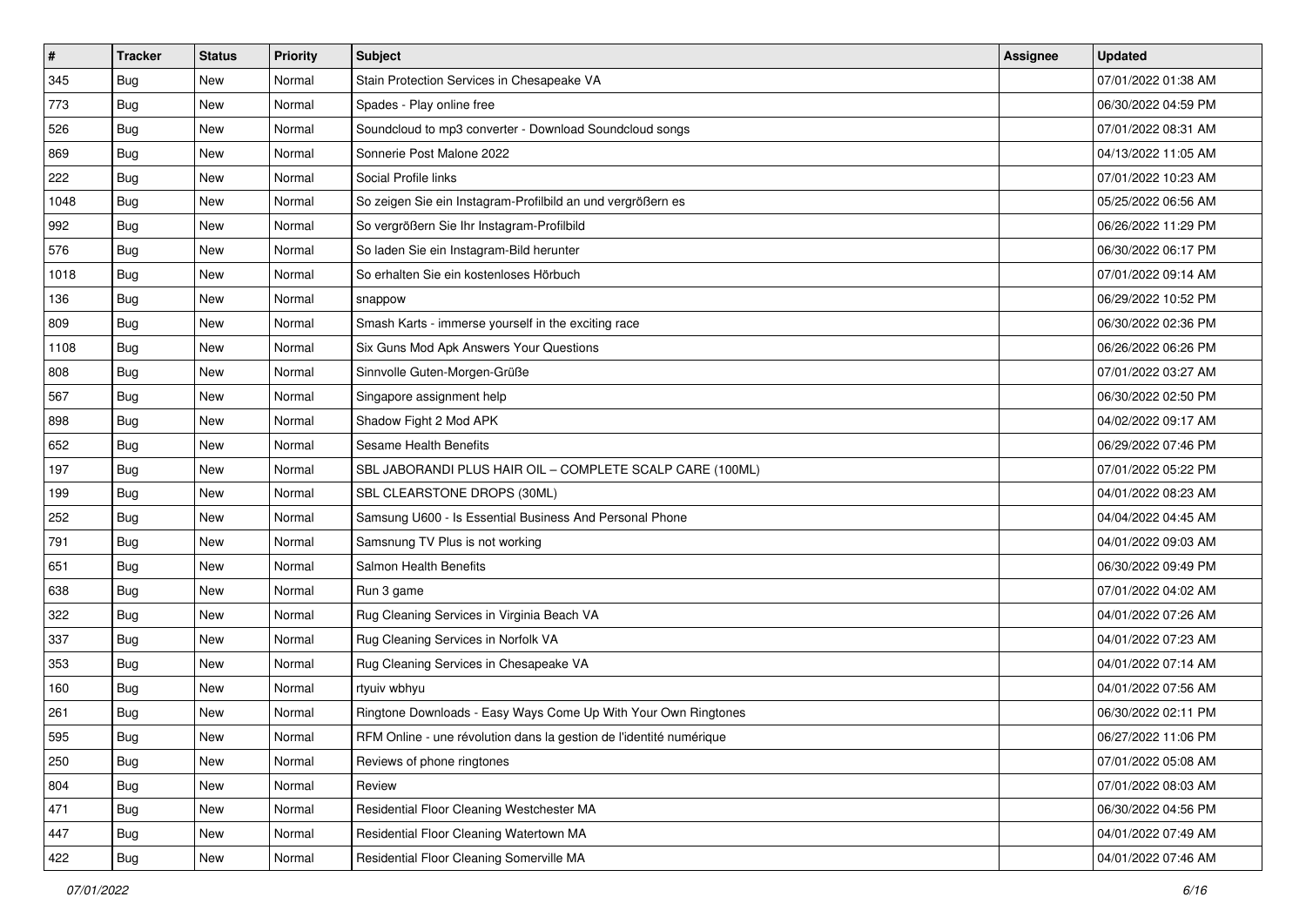| # | Tracker | Status | Priority | Subject | Assignee | Updated |
|---|---|---|---|---|---|---|
| 345 | Bug | New | Normal | Stain Protection Services in Chesapeake VA | | 07/01/2022 01:38 AM |
| 773 | Bug | New | Normal | Spades - Play online free | | 06/30/2022 04:59 PM |
| 526 | Bug | New | Normal | Soundcloud to mp3 converter - Download Soundcloud songs | | 07/01/2022 08:31 AM |
| 869 | Bug | New | Normal | Sonnerie Post Malone 2022 | | 04/13/2022 11:05 AM |
| 222 | Bug | New | Normal | Social Profile links | | 07/01/2022 10:23 AM |
| 1048 | Bug | New | Normal | So zeigen Sie ein Instagram-Profilbild an und vergrößern es | | 05/25/2022 06:56 AM |
| 992 | Bug | New | Normal | So vergrößern Sie Ihr Instagram-Profilbild | | 06/26/2022 11:29 PM |
| 576 | Bug | New | Normal | So laden Sie ein Instagram-Bild herunter | | 06/30/2022 06:17 PM |
| 1018 | Bug | New | Normal | So erhalten Sie ein kostenloses Hörbuch | | 07/01/2022 09:14 AM |
| 136 | Bug | New | Normal | snappow | | 06/29/2022 10:52 PM |
| 809 | Bug | New | Normal | Smash Karts - immerse yourself in the exciting race | | 06/30/2022 02:36 PM |
| 1108 | Bug | New | Normal | Six Guns Mod Apk Answers Your Questions | | 06/26/2022 06:26 PM |
| 808 | Bug | New | Normal | Sinnvolle Guten-Morgen-Grüße | | 07/01/2022 03:27 AM |
| 567 | Bug | New | Normal | Singapore assignment help | | 06/30/2022 02:50 PM |
| 898 | Bug | New | Normal | Shadow Fight 2 Mod APK | | 04/02/2022 09:17 AM |
| 652 | Bug | New | Normal | Sesame Health Benefits | | 06/29/2022 07:46 PM |
| 197 | Bug | New | Normal | SBL JABORANDI PLUS HAIR OIL – COMPLETE SCALP CARE (100ML) | | 07/01/2022 05:22 PM |
| 199 | Bug | New | Normal | SBL CLEARSTONE DROPS (30ML) | | 04/01/2022 08:23 AM |
| 252 | Bug | New | Normal | Samsung U600 - Is Essential Business And Personal Phone | | 04/04/2022 04:45 AM |
| 791 | Bug | New | Normal | Samsnung TV Plus is not working | | 04/01/2022 09:03 AM |
| 651 | Bug | New | Normal | Salmon Health Benefits | | 06/30/2022 09:49 PM |
| 638 | Bug | New | Normal | Run 3 game | | 07/01/2022 04:02 AM |
| 322 | Bug | New | Normal | Rug Cleaning Services in Virginia Beach VA | | 04/01/2022 07:26 AM |
| 337 | Bug | New | Normal | Rug Cleaning Services in Norfolk VA | | 04/01/2022 07:23 AM |
| 353 | Bug | New | Normal | Rug Cleaning Services in Chesapeake VA | | 04/01/2022 07:14 AM |
| 160 | Bug | New | Normal | rtyuiv wbhyu | | 04/01/2022 07:56 AM |
| 261 | Bug | New | Normal | Ringtone Downloads - Easy Ways Come Up With Your Own Ringtones | | 06/30/2022 02:11 PM |
| 595 | Bug | New | Normal | RFM Online - une révolution dans la gestion de l'identité numérique | | 06/27/2022 11:06 PM |
| 250 | Bug | New | Normal | Reviews of phone ringtones | | 07/01/2022 05:08 AM |
| 804 | Bug | New | Normal | Review | | 07/01/2022 08:03 AM |
| 471 | Bug | New | Normal | Residential Floor Cleaning Westchester MA | | 06/30/2022 04:56 PM |
| 447 | Bug | New | Normal | Residential Floor Cleaning Watertown MA | | 04/01/2022 07:49 AM |
| 422 | Bug | New | Normal | Residential Floor Cleaning Somerville MA | | 04/01/2022 07:46 AM |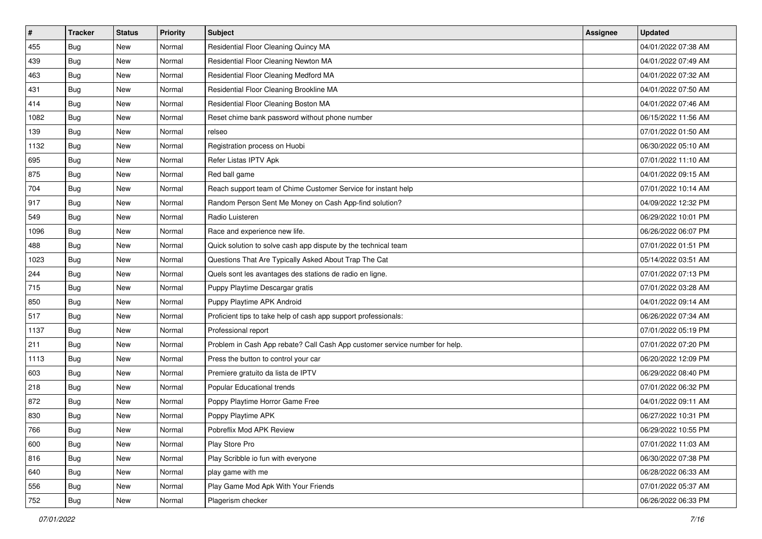| # | Tracker | Status | Priority | Subject | Assignee | Updated |
|---|---|---|---|---|---|---|
| 455 | Bug | New | Normal | Residential Floor Cleaning Quincy MA | | 04/01/2022 07:38 AM |
| 439 | Bug | New | Normal | Residential Floor Cleaning Newton MA | | 04/01/2022 07:49 AM |
| 463 | Bug | New | Normal | Residential Floor Cleaning Medford MA | | 04/01/2022 07:32 AM |
| 431 | Bug | New | Normal | Residential Floor Cleaning Brookline MA | | 04/01/2022 07:50 AM |
| 414 | Bug | New | Normal | Residential Floor Cleaning Boston MA | | 04/01/2022 07:46 AM |
| 1082 | Bug | New | Normal | Reset chime bank password without phone number | | 06/15/2022 11:56 AM |
| 139 | Bug | New | Normal | relseo | | 07/01/2022 01:50 AM |
| 1132 | Bug | New | Normal | Registration process on Huobi | | 06/30/2022 05:10 AM |
| 695 | Bug | New | Normal | Refer Listas IPTV Apk | | 07/01/2022 11:10 AM |
| 875 | Bug | New | Normal | Red ball game | | 04/01/2022 09:15 AM |
| 704 | Bug | New | Normal | Reach support team of Chime Customer Service for instant help | | 07/01/2022 10:14 AM |
| 917 | Bug | New | Normal | Random Person Sent Me Money on Cash App-find solution? | | 04/09/2022 12:32 PM |
| 549 | Bug | New | Normal | Radio Luisteren | | 06/29/2022 10:01 PM |
| 1096 | Bug | New | Normal | Race and experience new life. | | 06/26/2022 06:07 PM |
| 488 | Bug | New | Normal | Quick solution to solve cash app dispute by the technical team | | 07/01/2022 01:51 PM |
| 1023 | Bug | New | Normal | Questions That Are Typically Asked About Trap The Cat | | 05/14/2022 03:51 AM |
| 244 | Bug | New | Normal | Quels sont les avantages des stations de radio en ligne. | | 07/01/2022 07:13 PM |
| 715 | Bug | New | Normal | Puppy Playtime Descargar gratis | | 07/01/2022 03:28 AM |
| 850 | Bug | New | Normal | Puppy Playtime APK Android | | 04/01/2022 09:14 AM |
| 517 | Bug | New | Normal | Proficient tips to take help of cash app support professionals: | | 06/26/2022 07:34 AM |
| 1137 | Bug | New | Normal | Professional report | | 07/01/2022 05:19 PM |
| 211 | Bug | New | Normal | Problem in Cash App rebate? Call Cash App customer service number for help. | | 07/01/2022 07:20 PM |
| 1113 | Bug | New | Normal | Press the button to control your car | | 06/20/2022 12:09 PM |
| 603 | Bug | New | Normal | Premiere gratuito da lista de IPTV | | 06/29/2022 08:40 PM |
| 218 | Bug | New | Normal | Popular Educational trends | | 07/01/2022 06:32 PM |
| 872 | Bug | New | Normal | Poppy Playtime Horror Game Free | | 04/01/2022 09:11 AM |
| 830 | Bug | New | Normal | Poppy Playtime APK | | 06/27/2022 10:31 PM |
| 766 | Bug | New | Normal | Pobreflix Mod APK Review | | 06/29/2022 10:55 PM |
| 600 | Bug | New | Normal | Play Store Pro | | 07/01/2022 11:03 AM |
| 816 | Bug | New | Normal | Play Scribble io fun with everyone | | 06/30/2022 07:38 PM |
| 640 | Bug | New | Normal | play game with me | | 06/28/2022 06:33 AM |
| 556 | Bug | New | Normal | Play Game Mod Apk With Your Friends | | 07/01/2022 05:37 AM |
| 752 | Bug | New | Normal | Plagerism checker | | 06/26/2022 06:33 PM |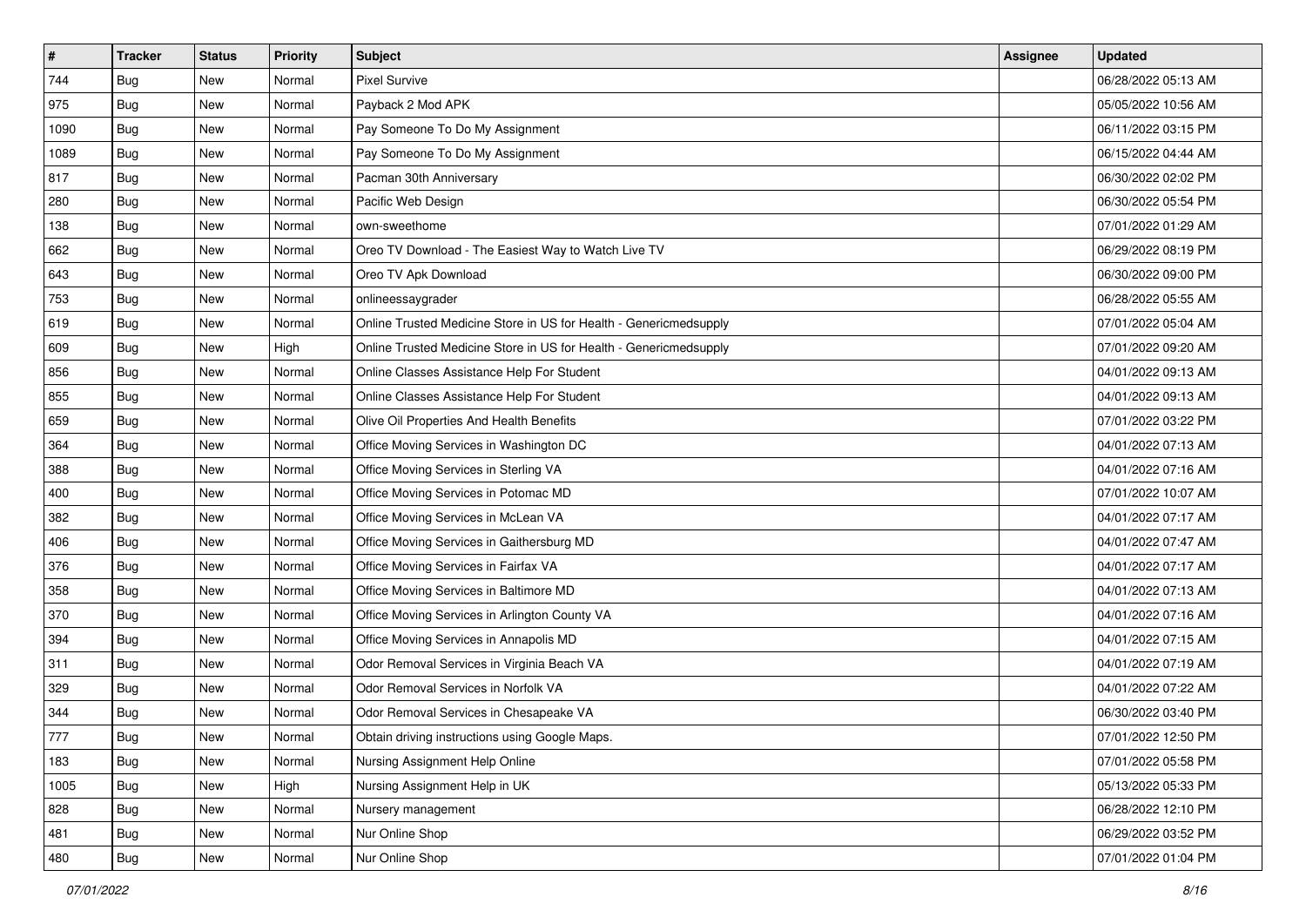| # | Tracker | Status | Priority | Subject | Assignee | Updated |
| --- | --- | --- | --- | --- | --- | --- |
| 744 | Bug | New | Normal | Pixel Survive | | 06/28/2022 05:13 AM |
| 975 | Bug | New | Normal | Payback 2 Mod APK | | 05/05/2022 10:56 AM |
| 1090 | Bug | New | Normal | Pay Someone To Do My Assignment | | 06/11/2022 03:15 PM |
| 1089 | Bug | New | Normal | Pay Someone To Do My Assignment | | 06/15/2022 04:44 AM |
| 817 | Bug | New | Normal | Pacman 30th Anniversary | | 06/30/2022 02:02 PM |
| 280 | Bug | New | Normal | Pacific Web Design | | 06/30/2022 05:54 PM |
| 138 | Bug | New | Normal | own-sweethome | | 07/01/2022 01:29 AM |
| 662 | Bug | New | Normal | Oreo TV Download - The Easiest Way to Watch Live TV | | 06/29/2022 08:19 PM |
| 643 | Bug | New | Normal | Oreo TV Apk Download | | 06/30/2022 09:00 PM |
| 753 | Bug | New | Normal | onlineessaygrader | | 06/28/2022 05:55 AM |
| 619 | Bug | New | Normal | Online Trusted Medicine Store in US for Health - Genericmedsupply | | 07/01/2022 05:04 AM |
| 609 | Bug | New | High | Online Trusted Medicine Store in US for Health - Genericmedsupply | | 07/01/2022 09:20 AM |
| 856 | Bug | New | Normal | Online Classes Assistance Help For Student | | 04/01/2022 09:13 AM |
| 855 | Bug | New | Normal | Online Classes Assistance Help For Student | | 04/01/2022 09:13 AM |
| 659 | Bug | New | Normal | Olive Oil Properties And Health Benefits | | 07/01/2022 03:22 PM |
| 364 | Bug | New | Normal | Office Moving Services in Washington DC | | 04/01/2022 07:13 AM |
| 388 | Bug | New | Normal | Office Moving Services in Sterling VA | | 04/01/2022 07:16 AM |
| 400 | Bug | New | Normal | Office Moving Services in Potomac MD | | 07/01/2022 10:07 AM |
| 382 | Bug | New | Normal | Office Moving Services in McLean VA | | 04/01/2022 07:17 AM |
| 406 | Bug | New | Normal | Office Moving Services in Gaithersburg MD | | 04/01/2022 07:47 AM |
| 376 | Bug | New | Normal | Office Moving Services in Fairfax VA | | 04/01/2022 07:17 AM |
| 358 | Bug | New | Normal | Office Moving Services in Baltimore MD | | 04/01/2022 07:13 AM |
| 370 | Bug | New | Normal | Office Moving Services in Arlington County VA | | 04/01/2022 07:16 AM |
| 394 | Bug | New | Normal | Office Moving Services in Annapolis MD | | 04/01/2022 07:15 AM |
| 311 | Bug | New | Normal | Odor Removal Services in Virginia Beach VA | | 04/01/2022 07:19 AM |
| 329 | Bug | New | Normal | Odor Removal Services in Norfolk VA | | 04/01/2022 07:22 AM |
| 344 | Bug | New | Normal | Odor Removal Services in Chesapeake VA | | 06/30/2022 03:40 PM |
| 777 | Bug | New | Normal | Obtain driving instructions using Google Maps. | | 07/01/2022 12:50 PM |
| 183 | Bug | New | Normal | Nursing Assignment Help Online | | 07/01/2022 05:58 PM |
| 1005 | Bug | New | High | Nursing Assignment Help in UK | | 05/13/2022 05:33 PM |
| 828 | Bug | New | Normal | Nursery management | | 06/28/2022 12:10 PM |
| 481 | Bug | New | Normal | Nur Online Shop | | 06/29/2022 03:52 PM |
| 480 | Bug | New | Normal | Nur Online Shop | | 07/01/2022 01:04 PM |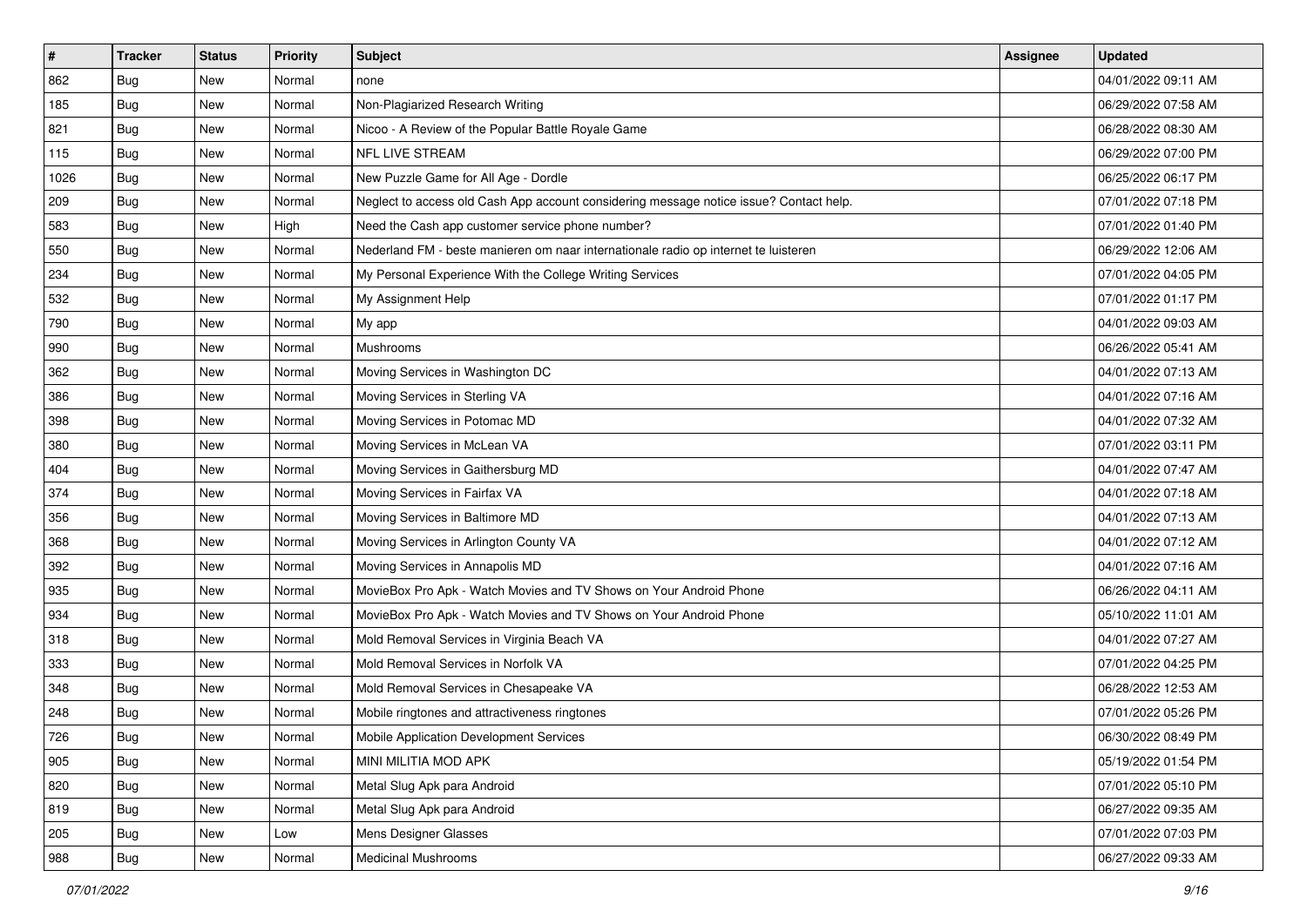| # | Tracker | Status | Priority | Subject | Assignee | Updated |
|---|---|---|---|---|---|---|
| 862 | Bug | New | Normal | none | | 04/01/2022 09:11 AM |
| 185 | Bug | New | Normal | Non-Plagiarized Research Writing | | 06/29/2022 07:58 AM |
| 821 | Bug | New | Normal | Nicoo - A Review of the Popular Battle Royale Game | | 06/28/2022 08:30 AM |
| 115 | Bug | New | Normal | NFL LIVE STREAM | | 06/29/2022 07:00 PM |
| 1026 | Bug | New | Normal | New Puzzle Game for All Age - Dordle | | 06/25/2022 06:17 PM |
| 209 | Bug | New | Normal | Neglect to access old Cash App account considering message notice issue? Contact help. | | 07/01/2022 07:18 PM |
| 583 | Bug | New | High | Need the Cash app customer service phone number? | | 07/01/2022 01:40 PM |
| 550 | Bug | New | Normal | Nederland FM - beste manieren om naar internationale radio op internet te luisteren | | 06/29/2022 12:06 AM |
| 234 | Bug | New | Normal | My Personal Experience With the College Writing Services | | 07/01/2022 04:05 PM |
| 532 | Bug | New | Normal | My Assignment Help | | 07/01/2022 01:17 PM |
| 790 | Bug | New | Normal | My app | | 04/01/2022 09:03 AM |
| 990 | Bug | New | Normal | Mushrooms | | 06/26/2022 05:41 AM |
| 362 | Bug | New | Normal | Moving Services in Washington DC | | 04/01/2022 07:13 AM |
| 386 | Bug | New | Normal | Moving Services in Sterling VA | | 04/01/2022 07:16 AM |
| 398 | Bug | New | Normal | Moving Services in Potomac MD | | 04/01/2022 07:32 AM |
| 380 | Bug | New | Normal | Moving Services in McLean VA | | 07/01/2022 03:11 PM |
| 404 | Bug | New | Normal | Moving Services in Gaithersburg MD | | 04/01/2022 07:47 AM |
| 374 | Bug | New | Normal | Moving Services in Fairfax VA | | 04/01/2022 07:18 AM |
| 356 | Bug | New | Normal | Moving Services in Baltimore MD | | 04/01/2022 07:13 AM |
| 368 | Bug | New | Normal | Moving Services in Arlington County VA | | 04/01/2022 07:12 AM |
| 392 | Bug | New | Normal | Moving Services in Annapolis MD | | 04/01/2022 07:16 AM |
| 935 | Bug | New | Normal | MovieBox Pro Apk - Watch Movies and TV Shows on Your Android Phone | | 06/26/2022 04:11 AM |
| 934 | Bug | New | Normal | MovieBox Pro Apk - Watch Movies and TV Shows on Your Android Phone | | 05/10/2022 11:01 AM |
| 318 | Bug | New | Normal | Mold Removal Services in Virginia Beach VA | | 04/01/2022 07:27 AM |
| 333 | Bug | New | Normal | Mold Removal Services in Norfolk VA | | 07/01/2022 04:25 PM |
| 348 | Bug | New | Normal | Mold Removal Services in Chesapeake VA | | 06/28/2022 12:53 AM |
| 248 | Bug | New | Normal | Mobile ringtones and attractiveness ringtones | | 07/01/2022 05:26 PM |
| 726 | Bug | New | Normal | Mobile Application Development Services | | 06/30/2022 08:49 PM |
| 905 | Bug | New | Normal | MINI MILITIA MOD APK | | 05/19/2022 01:54 PM |
| 820 | Bug | New | Normal | Metal Slug Apk para Android | | 07/01/2022 05:10 PM |
| 819 | Bug | New | Normal | Metal Slug Apk para Android | | 06/27/2022 09:35 AM |
| 205 | Bug | New | Low | Mens Designer Glasses | | 07/01/2022 07:03 PM |
| 988 | Bug | New | Normal | Medicinal Mushrooms | | 06/27/2022 09:33 AM |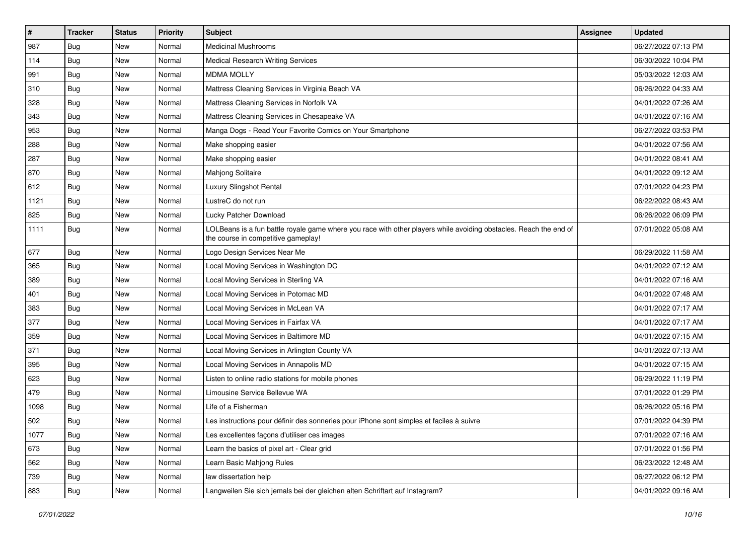| # | Tracker | Status | Priority | Subject | Assignee | Updated |
|---|---|---|---|---|---|---|
| 987 | Bug | New | Normal | Medicinal Mushrooms | | 06/27/2022 07:13 PM |
| 114 | Bug | New | Normal | Medical Research Writing Services | | 06/30/2022 10:04 PM |
| 991 | Bug | New | Normal | MDMA MOLLY | | 05/03/2022 12:03 AM |
| 310 | Bug | New | Normal | Mattress Cleaning Services in Virginia Beach VA | | 06/26/2022 04:33 AM |
| 328 | Bug | New | Normal | Mattress Cleaning Services in Norfolk VA | | 04/01/2022 07:26 AM |
| 343 | Bug | New | Normal | Mattress Cleaning Services in Chesapeake VA | | 04/01/2022 07:16 AM |
| 953 | Bug | New | Normal | Manga Dogs - Read Your Favorite Comics on Your Smartphone | | 06/27/2022 03:53 PM |
| 288 | Bug | New | Normal | Make shopping easier | | 04/01/2022 07:56 AM |
| 287 | Bug | New | Normal | Make shopping easier | | 04/01/2022 08:41 AM |
| 870 | Bug | New | Normal | Mahjong Solitaire | | 04/01/2022 09:12 AM |
| 612 | Bug | New | Normal | Luxury Slingshot Rental | | 07/01/2022 04:23 PM |
| 1121 | Bug | New | Normal | LustreC do not run | | 06/22/2022 08:43 AM |
| 825 | Bug | New | Normal | Lucky Patcher Download | | 06/26/2022 06:09 PM |
| 1111 | Bug | New | Normal | LOLBeans is a fun battle royale game where you race with other players while avoiding obstacles. Reach the end of the course in competitive gameplay! | | 07/01/2022 05:08 AM |
| 677 | Bug | New | Normal | Logo Design Services Near Me | | 06/29/2022 11:58 AM |
| 365 | Bug | New | Normal | Local Moving Services in Washington DC | | 04/01/2022 07:12 AM |
| 389 | Bug | New | Normal | Local Moving Services in Sterling VA | | 04/01/2022 07:16 AM |
| 401 | Bug | New | Normal | Local Moving Services in Potomac MD | | 04/01/2022 07:48 AM |
| 383 | Bug | New | Normal | Local Moving Services in McLean VA | | 04/01/2022 07:17 AM |
| 377 | Bug | New | Normal | Local Moving Services in Fairfax VA | | 04/01/2022 07:17 AM |
| 359 | Bug | New | Normal | Local Moving Services in Baltimore MD | | 04/01/2022 07:15 AM |
| 371 | Bug | New | Normal | Local Moving Services in Arlington County VA | | 04/01/2022 07:13 AM |
| 395 | Bug | New | Normal | Local Moving Services in Annapolis MD | | 04/01/2022 07:15 AM |
| 623 | Bug | New | Normal | Listen to online radio stations for mobile phones | | 06/29/2022 11:19 PM |
| 479 | Bug | New | Normal | Limousine Service Bellevue WA | | 07/01/2022 01:29 PM |
| 1098 | Bug | New | Normal | Life of a Fisherman | | 06/26/2022 05:16 PM |
| 502 | Bug | New | Normal | Les instructions pour définir des sonneries pour iPhone sont simples et faciles à suivre | | 07/01/2022 04:39 PM |
| 1077 | Bug | New | Normal | Les excellentes façons d'utiliser ces images | | 07/01/2022 07:16 AM |
| 673 | Bug | New | Normal | Learn the basics of pixel art - Clear grid | | 07/01/2022 01:56 PM |
| 562 | Bug | New | Normal | Learn Basic Mahjong Rules | | 06/23/2022 12:48 AM |
| 739 | Bug | New | Normal | law dissertation help | | 06/27/2022 06:12 PM |
| 883 | Bug | New | Normal | Langweilen Sie sich jemals bei der gleichen alten Schriftart auf Instagram? | | 04/01/2022 09:16 AM |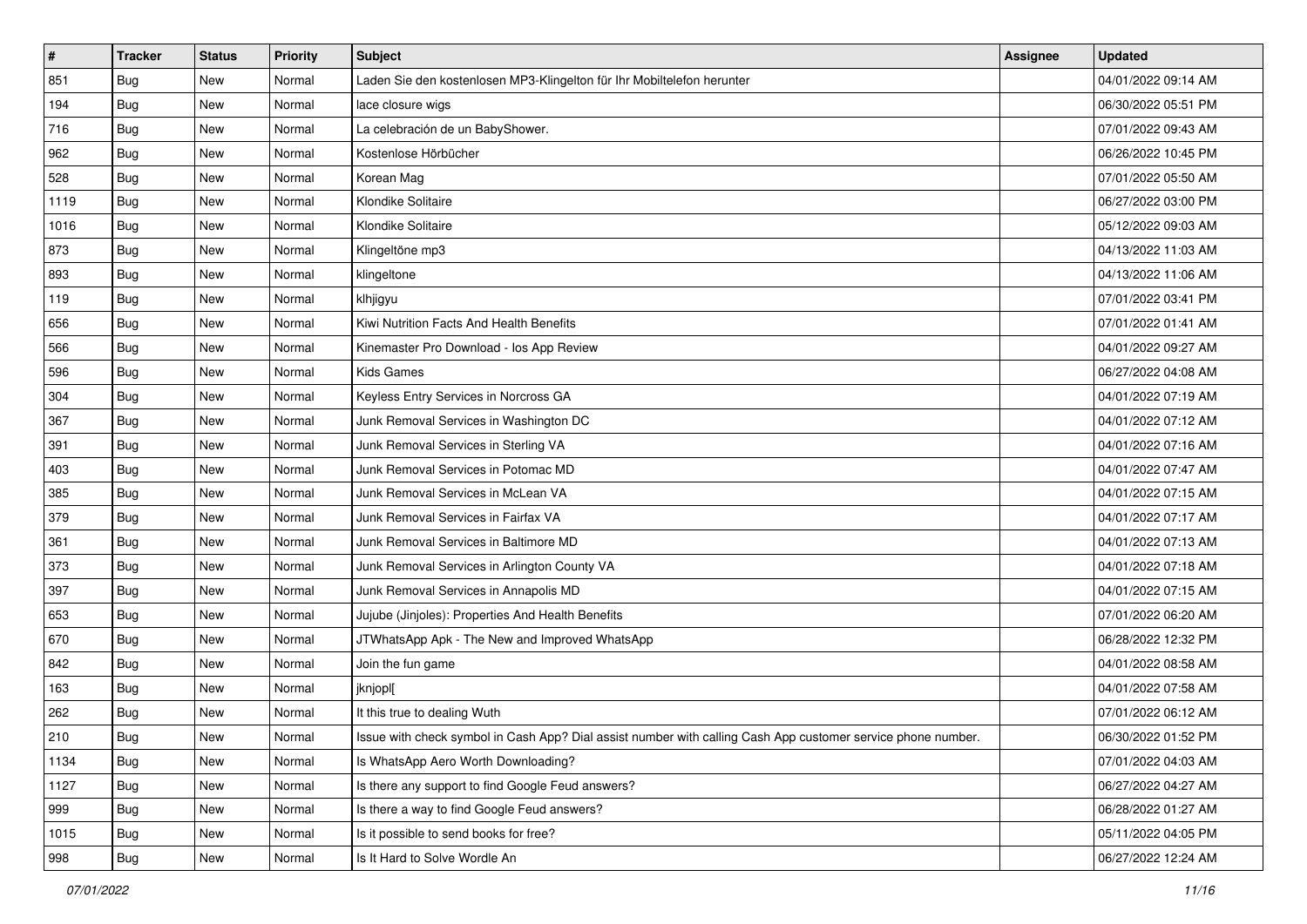| # | Tracker | Status | Priority | Subject | Assignee | Updated |
|---|---|---|---|---|---|---|
| 851 | Bug | New | Normal | Laden Sie den kostenlosen MP3-Klingelton für Ihr Mobiltelefon herunter | | 04/01/2022 09:14 AM |
| 194 | Bug | New | Normal | lace closure wigs | | 06/30/2022 05:51 PM |
| 716 | Bug | New | Normal | La celebración de un BabyShower. | | 07/01/2022 09:43 AM |
| 962 | Bug | New | Normal | Kostenlose Hörbücher | | 06/26/2022 10:45 PM |
| 528 | Bug | New | Normal | Korean Mag | | 07/01/2022 05:50 AM |
| 1119 | Bug | New | Normal | Klondike Solitaire | | 06/27/2022 03:00 PM |
| 1016 | Bug | New | Normal | Klondike Solitaire | | 05/12/2022 09:03 AM |
| 873 | Bug | New | Normal | Klingeltöne mp3 | | 04/13/2022 11:03 AM |
| 893 | Bug | New | Normal | klingeltone | | 04/13/2022 11:06 AM |
| 119 | Bug | New | Normal | klhjigyu | | 07/01/2022 03:41 PM |
| 656 | Bug | New | Normal | Kiwi Nutrition Facts And Health Benefits | | 07/01/2022 01:41 AM |
| 566 | Bug | New | Normal | Kinemaster Pro Download - Ios App Review | | 04/01/2022 09:27 AM |
| 596 | Bug | New | Normal | Kids Games | | 06/27/2022 04:08 AM |
| 304 | Bug | New | Normal | Keyless Entry Services in Norcross GA | | 04/01/2022 07:19 AM |
| 367 | Bug | New | Normal | Junk Removal Services in Washington DC | | 04/01/2022 07:12 AM |
| 391 | Bug | New | Normal | Junk Removal Services in Sterling VA | | 04/01/2022 07:16 AM |
| 403 | Bug | New | Normal | Junk Removal Services in Potomac MD | | 04/01/2022 07:47 AM |
| 385 | Bug | New | Normal | Junk Removal Services in McLean VA | | 04/01/2022 07:15 AM |
| 379 | Bug | New | Normal | Junk Removal Services in Fairfax VA | | 04/01/2022 07:17 AM |
| 361 | Bug | New | Normal | Junk Removal Services in Baltimore MD | | 04/01/2022 07:13 AM |
| 373 | Bug | New | Normal | Junk Removal Services in Arlington County VA | | 04/01/2022 07:18 AM |
| 397 | Bug | New | Normal | Junk Removal Services in Annapolis MD | | 04/01/2022 07:15 AM |
| 653 | Bug | New | Normal | Jujube (Jinjoles): Properties And Health Benefits | | 07/01/2022 06:20 AM |
| 670 | Bug | New | Normal | JTWhatsApp Apk - The New and Improved WhatsApp | | 06/28/2022 12:32 PM |
| 842 | Bug | New | Normal | Join the fun game | | 04/01/2022 08:58 AM |
| 163 | Bug | New | Normal | jknjopl[ | | 04/01/2022 07:58 AM |
| 262 | Bug | New | Normal | It this true to dealing Wuth | | 07/01/2022 06:12 AM |
| 210 | Bug | New | Normal | Issue with check symbol in Cash App? Dial assist number with calling Cash App customer service phone number. | | 06/30/2022 01:52 PM |
| 1134 | Bug | New | Normal | Is WhatsApp Aero Worth Downloading? | | 07/01/2022 04:03 AM |
| 1127 | Bug | New | Normal | Is there any support to find Google Feud answers? | | 06/27/2022 04:27 AM |
| 999 | Bug | New | Normal | Is there a way to find Google Feud answers? | | 06/28/2022 01:27 AM |
| 1015 | Bug | New | Normal | Is it possible to send books for free? | | 05/11/2022 04:05 PM |
| 998 | Bug | New | Normal | Is It Hard to Solve Wordle An | | 06/27/2022 12:24 AM |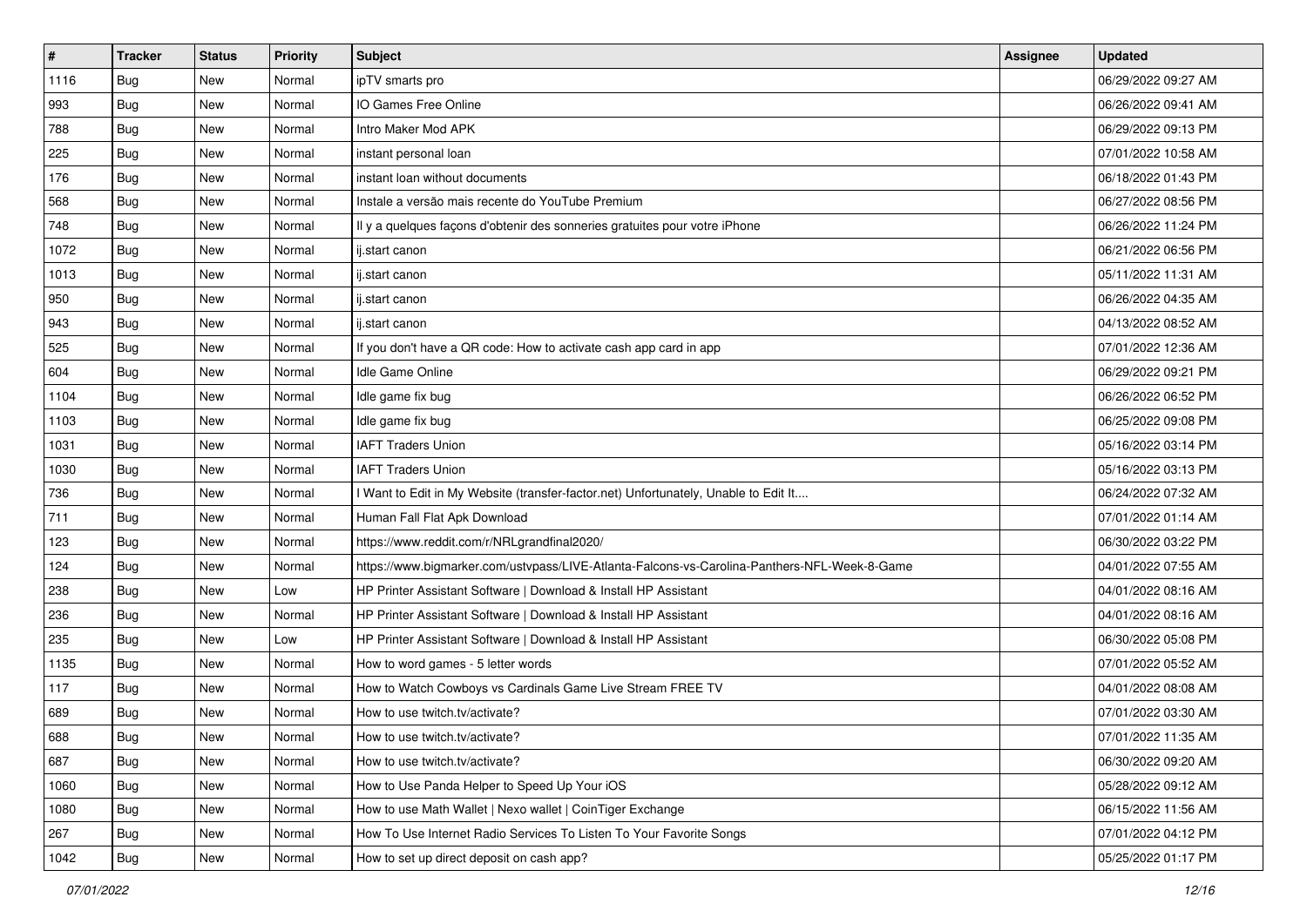| # | Tracker | Status | Priority | Subject | Assignee | Updated |
|---|---|---|---|---|---|---|
| 1116 | Bug | New | Normal | ipTV smarts pro | | 06/29/2022 09:27 AM |
| 993 | Bug | New | Normal | IO Games Free Online | | 06/26/2022 09:41 AM |
| 788 | Bug | New | Normal | Intro Maker Mod APK | | 06/29/2022 09:13 PM |
| 225 | Bug | New | Normal | instant personal loan | | 07/01/2022 10:58 AM |
| 176 | Bug | New | Normal | instant loan without documents | | 06/18/2022 01:43 PM |
| 568 | Bug | New | Normal | Instale a versão mais recente do YouTube Premium | | 06/27/2022 08:56 PM |
| 748 | Bug | New | Normal | Il y a quelques façons d'obtenir des sonneries gratuites pour votre iPhone | | 06/26/2022 11:24 PM |
| 1072 | Bug | New | Normal | ij.start canon | | 06/21/2022 06:56 PM |
| 1013 | Bug | New | Normal | ij.start canon | | 05/11/2022 11:31 AM |
| 950 | Bug | New | Normal | ij.start canon | | 06/26/2022 04:35 AM |
| 943 | Bug | New | Normal | ij.start canon | | 04/13/2022 08:52 AM |
| 525 | Bug | New | Normal | If you don't have a QR code: How to activate cash app card in app | | 07/01/2022 12:36 AM |
| 604 | Bug | New | Normal | Idle Game Online | | 06/29/2022 09:21 PM |
| 1104 | Bug | New | Normal | Idle game fix bug | | 06/26/2022 06:52 PM |
| 1103 | Bug | New | Normal | Idle game fix bug | | 06/25/2022 09:08 PM |
| 1031 | Bug | New | Normal | IAFT Traders Union | | 05/16/2022 03:14 PM |
| 1030 | Bug | New | Normal | IAFT Traders Union | | 05/16/2022 03:13 PM |
| 736 | Bug | New | Normal | I Want to Edit in My Website (transfer-factor.net) Unfortunately, Unable to Edit It.... | | 06/24/2022 07:32 AM |
| 711 | Bug | New | Normal | Human Fall Flat Apk Download | | 07/01/2022 01:14 AM |
| 123 | Bug | New | Normal | https://www.reddit.com/r/NRLgrandfinal2020/ | | 06/30/2022 03:22 PM |
| 124 | Bug | New | Normal | https://www.bigmarker.com/ustvpass/LIVE-Atlanta-Falcons-vs-Carolina-Panthers-NFL-Week-8-Game | | 04/01/2022 07:55 AM |
| 238 | Bug | New | Low | HP Printer Assistant Software \| Download & Install HP Assistant | | 04/01/2022 08:16 AM |
| 236 | Bug | New | Normal | HP Printer Assistant Software \| Download & Install HP Assistant | | 04/01/2022 08:16 AM |
| 235 | Bug | New | Low | HP Printer Assistant Software \| Download & Install HP Assistant | | 06/30/2022 05:08 PM |
| 1135 | Bug | New | Normal | How to word games - 5 letter words | | 07/01/2022 05:52 AM |
| 117 | Bug | New | Normal | How to Watch Cowboys vs Cardinals Game Live Stream FREE TV | | 04/01/2022 08:08 AM |
| 689 | Bug | New | Normal | How to use twitch.tv/activate? | | 07/01/2022 03:30 AM |
| 688 | Bug | New | Normal | How to use twitch.tv/activate? | | 07/01/2022 11:35 AM |
| 687 | Bug | New | Normal | How to use twitch.tv/activate? | | 06/30/2022 09:20 AM |
| 1060 | Bug | New | Normal | How to Use Panda Helper to Speed Up Your iOS | | 05/28/2022 09:12 AM |
| 1080 | Bug | New | Normal | How to use Math Wallet \| Nexo wallet \| CoinTiger Exchange | | 06/15/2022 11:56 AM |
| 267 | Bug | New | Normal | How To Use Internet Radio Services To Listen To Your Favorite Songs | | 07/01/2022 04:12 PM |
| 1042 | Bug | New | Normal | How to set up direct deposit on cash app? | | 05/25/2022 01:17 PM |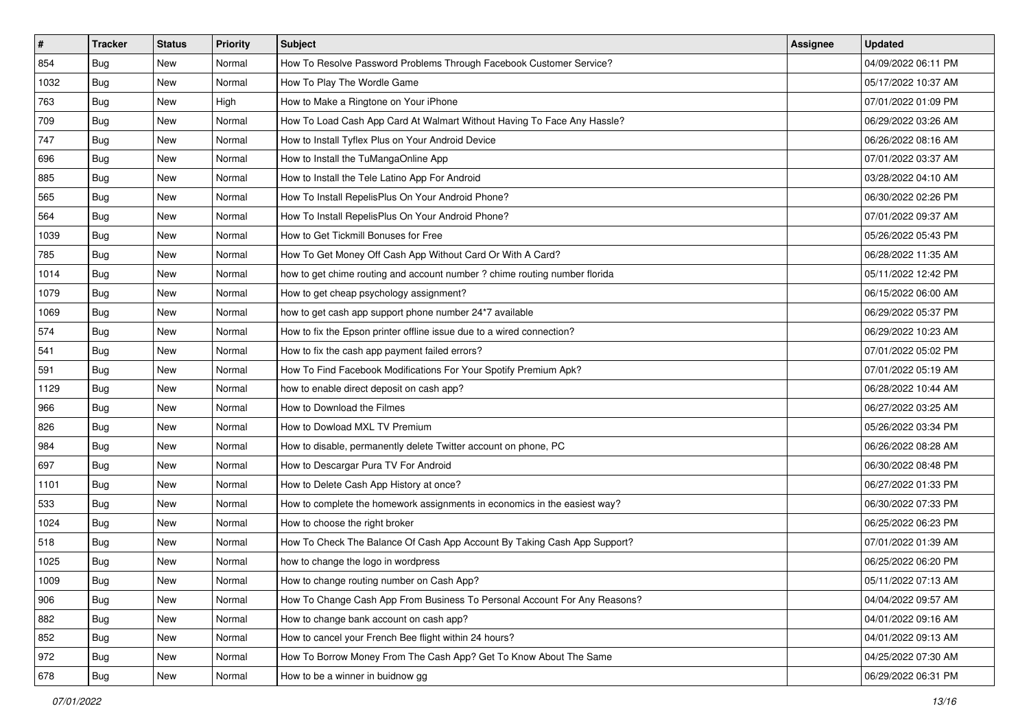| # | Tracker | Status | Priority | Subject | Assignee | Updated |
|---|---|---|---|---|---|---|
| 854 | Bug | New | Normal | How To Resolve Password Problems Through Facebook Customer Service? | | 04/09/2022 06:11 PM |
| 1032 | Bug | New | Normal | How To Play The Wordle Game | | 05/17/2022 10:37 AM |
| 763 | Bug | New | High | How to Make a Ringtone on Your iPhone | | 07/01/2022 01:09 PM |
| 709 | Bug | New | Normal | How To Load Cash App Card At Walmart Without Having To Face Any Hassle? | | 06/29/2022 03:26 AM |
| 747 | Bug | New | Normal | How to Install Tyflex Plus on Your Android Device | | 06/26/2022 08:16 AM |
| 696 | Bug | New | Normal | How to Install the TuMangaOnline App | | 07/01/2022 03:37 AM |
| 885 | Bug | New | Normal | How to Install the Tele Latino App For Android | | 03/28/2022 04:10 AM |
| 565 | Bug | New | Normal | How To Install RepelisPlus On Your Android Phone? | | 06/30/2022 02:26 PM |
| 564 | Bug | New | Normal | How To Install RepelisPlus On Your Android Phone? | | 07/01/2022 09:37 AM |
| 1039 | Bug | New | Normal | How to Get Tickmill Bonuses for Free | | 05/26/2022 05:43 PM |
| 785 | Bug | New | Normal | How To Get Money Off Cash App Without Card Or With A Card? | | 06/28/2022 11:35 AM |
| 1014 | Bug | New | Normal | how to get chime routing and account number ? chime routing number florida | | 05/11/2022 12:42 PM |
| 1079 | Bug | New | Normal | How to get cheap psychology assignment? | | 06/15/2022 06:00 AM |
| 1069 | Bug | New | Normal | how to get cash app support phone number 24*7 available | | 06/29/2022 05:37 PM |
| 574 | Bug | New | Normal | How to fix the Epson printer offline issue due to a wired connection? | | 06/29/2022 10:23 AM |
| 541 | Bug | New | Normal | How to fix the cash app payment failed errors? | | 07/01/2022 05:02 PM |
| 591 | Bug | New | Normal | How To Find Facebook Modifications For Your Spotify Premium Apk? | | 07/01/2022 05:19 AM |
| 1129 | Bug | New | Normal | how to enable direct deposit on cash app? | | 06/28/2022 10:44 AM |
| 966 | Bug | New | Normal | How to Download the Filmes | | 06/27/2022 03:25 AM |
| 826 | Bug | New | Normal | How to Dowload MXL TV Premium | | 05/26/2022 03:34 PM |
| 984 | Bug | New | Normal | How to disable, permanently delete Twitter account on phone, PC | | 06/26/2022 08:28 AM |
| 697 | Bug | New | Normal | How to Descargar Pura TV For Android | | 06/30/2022 08:48 PM |
| 1101 | Bug | New | Normal | How to Delete Cash App History at once? | | 06/27/2022 01:33 PM |
| 533 | Bug | New | Normal | How to complete the homework assignments in economics in the easiest way? | | 06/30/2022 07:33 PM |
| 1024 | Bug | New | Normal | How to choose the right broker | | 06/25/2022 06:23 PM |
| 518 | Bug | New | Normal | How To Check The Balance Of Cash App Account By Taking Cash App Support? | | 07/01/2022 01:39 AM |
| 1025 | Bug | New | Normal | how to change the logo in wordpress | | 06/25/2022 06:20 PM |
| 1009 | Bug | New | Normal | How to change routing number on Cash App? | | 05/11/2022 07:13 AM |
| 906 | Bug | New | Normal | How To Change Cash App From Business To Personal Account For Any Reasons? | | 04/04/2022 09:57 AM |
| 882 | Bug | New | Normal | How to change bank account on cash app? | | 04/01/2022 09:16 AM |
| 852 | Bug | New | Normal | How to cancel your French Bee flight within 24 hours? | | 04/01/2022 09:13 AM |
| 972 | Bug | New | Normal | How To Borrow Money From The Cash App? Get To Know About The Same | | 04/25/2022 07:30 AM |
| 678 | Bug | New | Normal | How to be a winner in buidnow gg | | 06/29/2022 06:31 PM |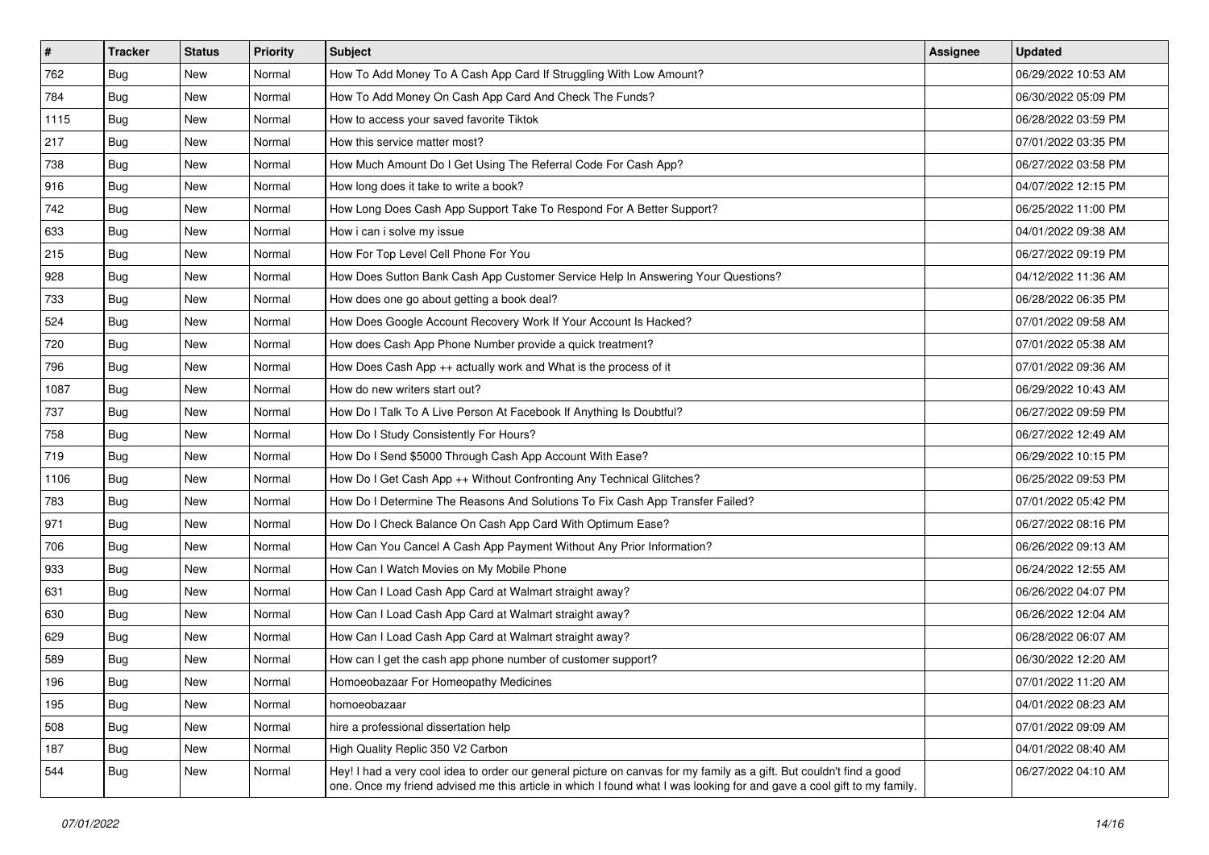| # | Tracker | Status | Priority | Subject | Assignee | Updated |
| --- | --- | --- | --- | --- | --- | --- |
| 762 | Bug | New | Normal | How To Add Money To A Cash App Card If Struggling With Low Amount? | | 06/29/2022 10:53 AM |
| 784 | Bug | New | Normal | How To Add Money On Cash App Card And Check The Funds? | | 06/30/2022 05:09 PM |
| 1115 | Bug | New | Normal | How to access your saved favorite Tiktok | | 06/28/2022 03:59 PM |
| 217 | Bug | New | Normal | How this service matter most? | | 07/01/2022 03:35 PM |
| 738 | Bug | New | Normal | How Much Amount Do I Get Using The Referral Code For Cash App? | | 06/27/2022 03:58 PM |
| 916 | Bug | New | Normal | How long does it take to write a book? | | 04/07/2022 12:15 PM |
| 742 | Bug | New | Normal | How Long Does Cash App Support Take To Respond For A Better Support? | | 06/25/2022 11:00 PM |
| 633 | Bug | New | Normal | How i can i solve my issue | | 04/01/2022 09:38 AM |
| 215 | Bug | New | Normal | How For Top Level Cell Phone For You | | 06/27/2022 09:19 PM |
| 928 | Bug | New | Normal | How Does Sutton Bank Cash App Customer Service Help In Answering Your Questions? | | 04/12/2022 11:36 AM |
| 733 | Bug | New | Normal | How does one go about getting a book deal? | | 06/28/2022 06:35 PM |
| 524 | Bug | New | Normal | How Does Google Account Recovery Work If Your Account Is Hacked? | | 07/01/2022 09:58 AM |
| 720 | Bug | New | Normal | How does Cash App Phone Number provide a quick treatment? | | 07/01/2022 05:38 AM |
| 796 | Bug | New | Normal | How Does Cash App ++ actually work and What is the process of it | | 07/01/2022 09:36 AM |
| 1087 | Bug | New | Normal | How do new writers start out? | | 06/29/2022 10:43 AM |
| 737 | Bug | New | Normal | How Do I Talk To A Live Person At Facebook If Anything Is Doubtful? | | 06/27/2022 09:59 PM |
| 758 | Bug | New | Normal | How Do I Study Consistently For Hours? | | 06/27/2022 12:49 AM |
| 719 | Bug | New | Normal | How Do I Send $5000 Through Cash App Account With Ease? | | 06/29/2022 10:15 PM |
| 1106 | Bug | New | Normal | How Do I Get Cash App ++ Without Confronting Any Technical Glitches? | | 06/25/2022 09:53 PM |
| 783 | Bug | New | Normal | How Do I Determine The Reasons And Solutions To Fix Cash App Transfer Failed? | | 07/01/2022 05:42 PM |
| 971 | Bug | New | Normal | How Do I Check Balance On Cash App Card With Optimum Ease? | | 06/27/2022 08:16 PM |
| 706 | Bug | New | Normal | How Can You Cancel A Cash App Payment Without Any Prior Information? | | 06/26/2022 09:13 AM |
| 933 | Bug | New | Normal | How Can I Watch Movies on My Mobile Phone | | 06/24/2022 12:55 AM |
| 631 | Bug | New | Normal | How Can I Load Cash App Card at Walmart straight away? | | 06/26/2022 04:07 PM |
| 630 | Bug | New | Normal | How Can I Load Cash App Card at Walmart straight away? | | 06/26/2022 12:04 AM |
| 629 | Bug | New | Normal | How Can I Load Cash App Card at Walmart straight away? | | 06/28/2022 06:07 AM |
| 589 | Bug | New | Normal | How can I get the cash app phone number of customer support? | | 06/30/2022 12:20 AM |
| 196 | Bug | New | Normal | Homoeobazaar For Homeopathy Medicines | | 07/01/2022 11:20 AM |
| 195 | Bug | New | Normal | homoeobazaar | | 04/01/2022 08:23 AM |
| 508 | Bug | New | Normal | hire a professional dissertation help | | 07/01/2022 09:09 AM |
| 187 | Bug | New | Normal | High Quality Replic 350 V2 Carbon | | 04/01/2022 08:40 AM |
| 544 | Bug | New | Normal | Hey! I had a very cool idea to order our general picture on canvas for my family as a gift. But couldn't find a good one. Once my friend advised me this article in which I found what I was looking for and gave a cool gift to my family. | | 06/27/2022 04:10 AM |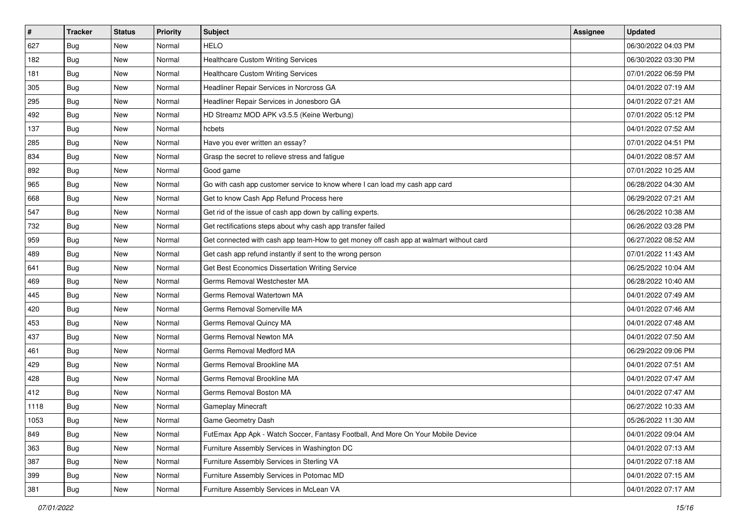| # | Tracker | Status | Priority | Subject | Assignee | Updated |
|---|---|---|---|---|---|---|
| 627 | Bug | New | Normal | HELO | | 06/30/2022 04:03 PM |
| 182 | Bug | New | Normal | Healthcare Custom Writing Services | | 06/30/2022 03:30 PM |
| 181 | Bug | New | Normal | Healthcare Custom Writing Services | | 07/01/2022 06:59 PM |
| 305 | Bug | New | Normal | Headliner Repair Services in Norcross GA | | 04/01/2022 07:19 AM |
| 295 | Bug | New | Normal | Headliner Repair Services in Jonesboro GA | | 04/01/2022 07:21 AM |
| 492 | Bug | New | Normal | HD Streamz MOD APK v3.5.5 (Keine Werbung) | | 07/01/2022 05:12 PM |
| 137 | Bug | New | Normal | hcbets | | 04/01/2022 07:52 AM |
| 285 | Bug | New | Normal | Have you ever written an essay? | | 07/01/2022 04:51 PM |
| 834 | Bug | New | Normal | Grasp the secret to relieve stress and fatigue | | 04/01/2022 08:57 AM |
| 892 | Bug | New | Normal | Good game | | 07/01/2022 10:25 AM |
| 965 | Bug | New | Normal | Go with cash app customer service to know where I can load my cash app card | | 06/28/2022 04:30 AM |
| 668 | Bug | New | Normal | Get to know Cash App Refund Process here | | 06/29/2022 07:21 AM |
| 547 | Bug | New | Normal | Get rid of the issue of cash app down by calling experts. | | 06/26/2022 10:38 AM |
| 732 | Bug | New | Normal | Get rectifications steps about why cash app transfer failed | | 06/26/2022 03:28 PM |
| 959 | Bug | New | Normal | Get connected with cash app team-How to get money off cash app at walmart without card | | 06/27/2022 08:52 AM |
| 489 | Bug | New | Normal | Get cash app refund instantly if sent to the wrong person | | 07/01/2022 11:43 AM |
| 641 | Bug | New | Normal | Get Best Economics Dissertation Writing Service | | 06/25/2022 10:04 AM |
| 469 | Bug | New | Normal | Germs Removal Westchester MA | | 06/28/2022 10:40 AM |
| 445 | Bug | New | Normal | Germs Removal Watertown MA | | 04/01/2022 07:49 AM |
| 420 | Bug | New | Normal | Germs Removal Somerville MA | | 04/01/2022 07:46 AM |
| 453 | Bug | New | Normal | Germs Removal Quincy MA | | 04/01/2022 07:48 AM |
| 437 | Bug | New | Normal | Germs Removal Newton MA | | 04/01/2022 07:50 AM |
| 461 | Bug | New | Normal | Germs Removal Medford MA | | 06/29/2022 09:06 PM |
| 429 | Bug | New | Normal | Germs Removal Brookline MA | | 04/01/2022 07:51 AM |
| 428 | Bug | New | Normal | Germs Removal Brookline MA | | 04/01/2022 07:47 AM |
| 412 | Bug | New | Normal | Germs Removal Boston MA | | 04/01/2022 07:47 AM |
| 1118 | Bug | New | Normal | Gameplay Minecraft | | 06/27/2022 10:33 AM |
| 1053 | Bug | New | Normal | Game Geometry Dash | | 05/26/2022 11:30 AM |
| 849 | Bug | New | Normal | FutEmax App Apk - Watch Soccer, Fantasy Football, And More On Your Mobile Device | | 04/01/2022 09:04 AM |
| 363 | Bug | New | Normal | Furniture Assembly Services in Washington DC | | 04/01/2022 07:13 AM |
| 387 | Bug | New | Normal | Furniture Assembly Services in Sterling VA | | 04/01/2022 07:18 AM |
| 399 | Bug | New | Normal | Furniture Assembly Services in Potomac MD | | 04/01/2022 07:15 AM |
| 381 | Bug | New | Normal | Furniture Assembly Services in McLean VA | | 04/01/2022 07:17 AM |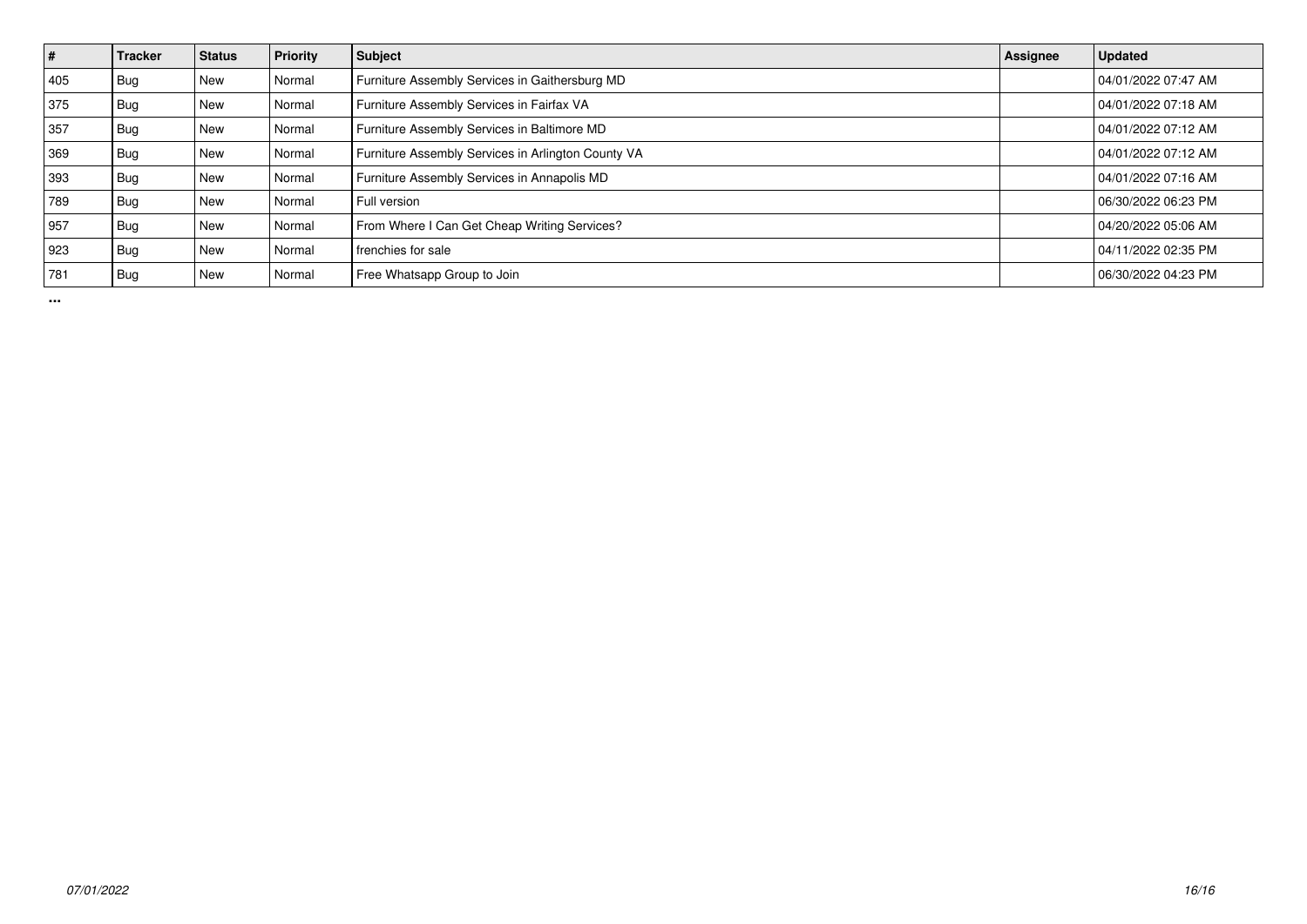| # | Tracker | Status | Priority | Subject | Assignee | Updated |
| --- | --- | --- | --- | --- | --- | --- |
| 405 | Bug | New | Normal | Furniture Assembly Services in Gaithersburg MD | | 04/01/2022 07:47 AM |
| 375 | Bug | New | Normal | Furniture Assembly Services in Fairfax VA | | 04/01/2022 07:18 AM |
| 357 | Bug | New | Normal | Furniture Assembly Services in Baltimore MD | | 04/01/2022 07:12 AM |
| 369 | Bug | New | Normal | Furniture Assembly Services in Arlington County VA | | 04/01/2022 07:12 AM |
| 393 | Bug | New | Normal | Furniture Assembly Services in Annapolis MD | | 04/01/2022 07:16 AM |
| 789 | Bug | New | Normal | Full version | | 06/30/2022 06:23 PM |
| 957 | Bug | New | Normal | From Where I Can Get Cheap Writing Services? | | 04/20/2022 05:06 AM |
| 923 | Bug | New | Normal | frenchies for sale | | 04/11/2022 02:35 PM |
| 781 | Bug | New | Normal | Free Whatsapp Group to Join | | 06/30/2022 04:23 PM |

...